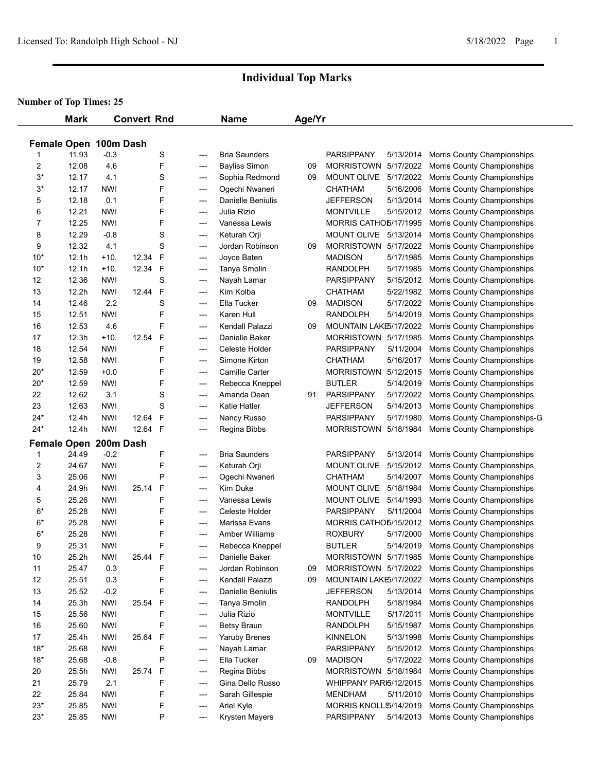# Individual Top Marks

**Number of Top Times: 25**

## Female Open 100m Dash

| | Mark | Convert | | Rnd | | Name | Age/Yr | School | Date | Meet |
|---|---|---|---|---|---|---|---|---|---|---|
| 1 | 11.93 | -0.3 | | S | --- | Bria Saunders | | PARSIPPANY | 5/13/2014 | Morris County Championships |
| 2 | 12.08 | 4.6 | | F | --- | Bayliss Simon | 09 | MORRISTOWN | 5/17/2022 | Morris County Championships |
| 3* | 12.17 | 4.1 | | S | --- | Sophia Redmond | 09 | MOUNT OLIVE | 5/17/2022 | Morris County Championships |
| 3* | 12.17 | NWI | | F | --- | Ogechi Nwaneri | | CHATHAM | 5/16/2006 | Morris County Championships |
| 5 | 12.18 | 0.1 | | F | --- | Danielle Beniulis | | JEFFERSON | 5/13/2014 | Morris County Championships |
| 6 | 12.21 | NWI | | F | --- | Julia Rizio | | MONTVILLE | 5/15/2012 | Morris County Championships |
| 7 | 12.25 | NWI | | F | --- | Vanessa Lewis | | MORRIS CATHOL | 5/17/1995 | Morris County Championships |
| 8 | 12.29 | -0.8 | | S | --- | Keturah Orji | | MOUNT OLIVE | 5/13/2014 | Morris County Championships |
| 9 | 12.32 | 4.1 | | S | --- | Jordan Robinson | 09 | MORRISTOWN | 5/17/2022 | Morris County Championships |
| 10* | 12.1h | +10. | 12.34 | F | --- | Joyce Baten | | MADISON | 5/17/1985 | Morris County Championships |
| 10* | 12.1h | +10. | 12.34 | F | --- | Tanya Smolin | | RANDOLPH | 5/17/1985 | Morris County Championships |
| 12 | 12.36 | NWI | | S | --- | Nayah Lamar | | PARSIPPANY | 5/15/2012 | Morris County Championships |
| 13 | 12.2h | NWI | 12.44 | F | --- | Kim Kolba | | CHATHAM | 5/22/1982 | Morris County Championships |
| 14 | 12.46 | 2.2 | | S | --- | Ella Tucker | 09 | MADISON | 5/17/2022 | Morris County Championships |
| 15 | 12.51 | NWI | | F | --- | Karen Hull | | RANDOLPH | 5/14/2019 | Morris County Championships |
| 16 | 12.53 | 4.6 | | F | --- | Kendall Palazzi | 09 | MOUNTAIN LAKE | 5/17/2022 | Morris County Championships |
| 17 | 12.3h | +10. | 12.54 | F | --- | Danielle Baker | | MORRISTOWN | 5/17/1985 | Morris County Championships |
| 18 | 12.54 | NWI | | F | --- | Celeste Holder | | PARSIPPANY | 5/11/2004 | Morris County Championships |
| 19 | 12.58 | NWI | | F | --- | Simone Kirton | | CHATHAM | 5/16/2017 | Morris County Championships |
| 20* | 12.59 | +0.0 | | F | --- | Camille Carter | | MORRISTOWN | 5/12/2015 | Morris County Championships |
| 20* | 12.59 | NWI | | F | --- | Rebecca Kneppel | | BUTLER | 5/14/2019 | Morris County Championships |
| 22 | 12.62 | 3.1 | | S | --- | Amanda Dean | 91 | PARSIPPANY | 5/17/2022 | Morris County Championships |
| 23 | 12.63 | NWI | | S | --- | Katie Hatler | | JEFFERSON | 5/14/2013 | Morris County Championships |
| 24* | 12.4h | NWI | 12.64 | F | --- | Nancy Russo | | PARSIPPANY | 5/17/1980 | Morris County Championships-G |
| 24* | 12.4h | NWI | 12.64 | F | --- | Regina Bibbs | | MORRISTOWN | 5/18/1984 | Morris County Championships |

## Female Open 200m Dash

| | Mark | Convert | | Rnd | | Name | Age/Yr | School | Date | Meet |
|---|---|---|---|---|---|---|---|---|---|---|
| 1 | 24.49 | -0.2 | | F | --- | Bria Saunders | | PARSIPPANY | 5/13/2014 | Morris County Championships |
| 2 | 24.67 | NWI | | F | --- | Keturah Orji | | MOUNT OLIVE | 5/15/2012 | Morris County Championships |
| 3 | 25.06 | NWI | | P | --- | Ogechi Nwaneri | | CHATHAM | 5/14/2007 | Morris County Championships |
| 4 | 24.9h | NWI | 25.14 | F | --- | Kim Duke | | MOUNT OLIVE | 5/18/1984 | Morris County Championships |
| 5 | 25.26 | NWI | | F | --- | Vanessa Lewis | | MOUNT OLIVE | 5/14/1993 | Morris County Championships |
| 6* | 25.28 | NWI | | F | --- | Celeste Holder | | PARSIPPANY | 5/11/2004 | Morris County Championships |
| 6* | 25.28 | NWI | | F | --- | Marissa Evans | | MORRIS CATHOL | 5/15/2012 | Morris County Championships |
| 6* | 25.28 | NWI | | F | --- | Amber Williams | | ROXBURY | 5/17/2000 | Morris County Championships |
| 9 | 25.31 | NWI | | F | --- | Rebecca Kneppel | | BUTLER | 5/14/2019 | Morris County Championships |
| 10 | 25.2h | NWI | 25.44 | F | --- | Danielle Baker | | MORRISTOWN | 5/17/1985 | Morris County Championships |
| 11 | 25.47 | 0.3 | | F | --- | Jordan Robinson | 09 | MORRISTOWN | 5/17/2022 | Morris County Championships |
| 12 | 25.51 | 0.3 | | F | --- | Kendall Palazzi | 09 | MOUNTAIN LAKE | 5/17/2022 | Morris County Championships |
| 13 | 25.52 | -0.2 | | F | --- | Danielle Beniulis | | JEFFERSON | 5/13/2014 | Morris County Championships |
| 14 | 25.3h | NWI | 25.54 | F | --- | Tanya Smolin | | RANDOLPH | 5/18/1984 | Morris County Championships |
| 15 | 25.56 | NWI | | F | --- | Julia Rizio | | MONTVILLE | 5/17/2011 | Morris County Championships |
| 16 | 25.60 | NWI | | F | --- | Betsy Braun | | RANDOLPH | 5/15/1987 | Morris County Championships |
| 17 | 25.4h | NWI | 25.64 | F | --- | Yaruby Brenes | | KINNELON | 5/13/1998 | Morris County Championships |
| 18* | 25.68 | NWI | | F | --- | Nayah Lamar | | PARSIPPANY | 5/15/2012 | Morris County Championships |
| 18* | 25.68 | -0.8 | | P | --- | Ella Tucker | 09 | MADISON | 5/17/2022 | Morris County Championships |
| 20 | 25.5h | NWI | 25.74 | F | --- | Regina Bibbs | | MORRISTOWN | 5/18/1984 | Morris County Championships |
| 21 | 25.79 | 2.1 | | F | --- | Gina Dello Russo | | WHIPPANY PARK | 5/12/2015 | Morris County Championships |
| 22 | 25.84 | NWI | | F | --- | Sarah Gillespie | | MENDHAM | 5/11/2010 | Morris County Championships |
| 23* | 25.85 | NWI | | F | --- | Ariel Kyle | | MORRIS KNOLLS | 5/14/2019 | Morris County Championships |
| 23* | 25.85 | NWI | | P | --- | Krysten Mayers | | PARSIPPANY | 5/14/2013 | Morris County Championships |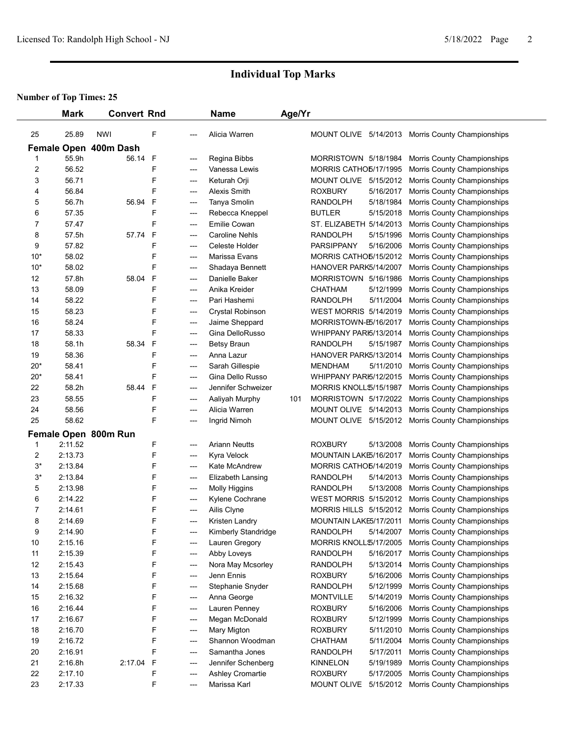# Individual Top Marks

**Number of Top Times: 25**

| | Mark | Convert | Rnd | | Name | Age/Yr | | | |
|---|---|---|---|---|---|---|---|---|---|
| 25 | 25.89 | NWI | F | --- | Alicia Warren | | MOUNT OLIVE | 5/14/2013 | Morris County Championships |

**Female Open 400m Dash**

| | Mark | Convert | Rnd | | Name | Age/Yr | | | |
|---|---|---|---|---|---|---|---|---|---|
| 1 | 55.9h | 56.14 | F | --- | Regina Bibbs | | MORRISTOWN | 5/18/1984 | Morris County Championships |
| 2 | 56.52 | | F | --- | Vanessa Lewis | | MORRIS CATHOL | 5/17/1995 | Morris County Championships |
| 3 | 56.71 | | F | --- | Keturah Orji | | MOUNT OLIVE | 5/15/2012 | Morris County Championships |
| 4 | 56.84 | | F | --- | Alexis Smith | | ROXBURY | 5/16/2017 | Morris County Championships |
| 5 | 56.7h | 56.94 | F | --- | Tanya Smolin | | RANDOLPH | 5/18/1984 | Morris County Championships |
| 6 | 57.35 | | F | --- | Rebecca Kneppel | | BUTLER | 5/15/2018 | Morris County Championships |
| 7 | 57.47 | | F | --- | Emilie Cowan | | ST. ELIZABETH | 5/14/2013 | Morris County Championships |
| 8 | 57.5h | 57.74 | F | --- | Caroline Nehls | | RANDOLPH | 5/15/1996 | Morris County Championships |
| 9 | 57.82 | | F | --- | Celeste Holder | | PARSIPPANY | 5/16/2006 | Morris County Championships |
| 10* | 58.02 | | F | --- | Marissa Evans | | MORRIS CATHOL | 5/15/2012 | Morris County Championships |
| 10* | 58.02 | | F | --- | Shadaya Bennett | | HANOVER PARK | 5/14/2007 | Morris County Championships |
| 12 | 57.8h | 58.04 | F | --- | Danielle Baker | | MORRISTOWN | 5/16/1986 | Morris County Championships |
| 13 | 58.09 | | F | --- | Anika Kreider | | CHATHAM | 5/12/1999 | Morris County Championships |
| 14 | 58.22 | | F | --- | Pari Hashemi | | RANDOLPH | 5/11/2004 | Morris County Championships |
| 15 | 58.23 | | F | --- | Crystal Robinson | | WEST MORRIS | 5/14/2019 | Morris County Championships |
| 16 | 58.24 | | F | --- | Jaime Sheppard | | MORRISTOWN-B | 5/16/2017 | Morris County Championships |
| 17 | 58.33 | | F | --- | Gina DelloRusso | | WHIPPANY PARK | 5/13/2014 | Morris County Championships |
| 18 | 58.1h | 58.34 | F | --- | Betsy Braun | | RANDOLPH | 5/15/1987 | Morris County Championships |
| 19 | 58.36 | | F | --- | Anna Lazur | | HANOVER PARK | 5/13/2014 | Morris County Championships |
| 20* | 58.41 | | F | --- | Sarah Gillespie | | MENDHAM | 5/11/2010 | Morris County Championships |
| 20* | 58.41 | | F | --- | Gina Dello Russo | | WHIPPANY PARK | 5/12/2015 | Morris County Championships |
| 22 | 58.2h | 58.44 | F | --- | Jennifer Schweizer | | MORRIS KNOLLS | 5/15/1987 | Morris County Championships |
| 23 | 58.55 | | F | --- | Aaliyah Murphy | 101 | MORRISTOWN | 5/17/2022 | Morris County Championships |
| 24 | 58.56 | | F | --- | Alicia Warren | | MOUNT OLIVE | 5/14/2013 | Morris County Championships |
| 25 | 58.62 | | F | --- | Ingrid Nimoh | | MOUNT OLIVE | 5/15/2012 | Morris County Championships |

**Female Open 800m Run**

| | Mark | Convert | Rnd | | Name | Age/Yr | | | |
|---|---|---|---|---|---|---|---|---|---|
| 1 | 2:11.52 | | F | --- | Ariann Neutts | | ROXBURY | 5/13/2008 | Morris County Championships |
| 2 | 2:13.73 | | F | --- | Kyra Velock | | MOUNTAIN LAKE | 5/16/2017 | Morris County Championships |
| 3* | 2:13.84 | | F | --- | Kate McAndrew | | MORRIS CATHOL | 5/14/2019 | Morris County Championships |
| 3* | 2:13.84 | | F | --- | Elizabeth Lansing | | RANDOLPH | 5/14/2013 | Morris County Championships |
| 5 | 2:13.98 | | F | --- | Molly Higgins | | RANDOLPH | 5/13/2008 | Morris County Championships |
| 6 | 2:14.22 | | F | --- | Kylene Cochrane | | WEST MORRIS | 5/15/2012 | Morris County Championships |
| 7 | 2:14.61 | | F | --- | Ailis Clyne | | MORRIS HILLS | 5/15/2012 | Morris County Championships |
| 8 | 2:14.69 | | F | --- | Kristen Landry | | MOUNTAIN LAKE | 5/17/2011 | Morris County Championships |
| 9 | 2:14.90 | | F | --- | Kimberly Standridge | | RANDOLPH | 5/14/2007 | Morris County Championships |
| 10 | 2:15.16 | | F | --- | Lauren Gregory | | MORRIS KNOLLS | 5/17/2005 | Morris County Championships |
| 11 | 2:15.39 | | F | --- | Abby Loveys | | RANDOLPH | 5/16/2017 | Morris County Championships |
| 12 | 2:15.43 | | F | --- | Nora May Mcsorley | | RANDOLPH | 5/13/2014 | Morris County Championships |
| 13 | 2:15.64 | | F | --- | Jenn Ennis | | ROXBURY | 5/16/2006 | Morris County Championships |
| 14 | 2:15.68 | | F | --- | Stephanie Snyder | | RANDOLPH | 5/12/1999 | Morris County Championships |
| 15 | 2:16.32 | | F | --- | Anna George | | MONTVILLE | 5/14/2019 | Morris County Championships |
| 16 | 2:16.44 | | F | --- | Lauren Penney | | ROXBURY | 5/16/2006 | Morris County Championships |
| 17 | 2:16.67 | | F | --- | Megan McDonald | | ROXBURY | 5/12/1999 | Morris County Championships |
| 18 | 2:16.70 | | F | --- | Mary Migton | | ROXBURY | 5/11/2010 | Morris County Championships |
| 19 | 2:16.72 | | F | --- | Shannon Woodman | | CHATHAM | 5/11/2004 | Morris County Championships |
| 20 | 2:16.91 | | F | --- | Samantha Jones | | RANDOLPH | 5/17/2011 | Morris County Championships |
| 21 | 2:16.8h | 2:17.04 | F | --- | Jennifer Schenberg | | KINNELON | 5/19/1989 | Morris County Championships |
| 22 | 2:17.10 | | F | --- | Ashley Cromartie | | ROXBURY | 5/17/2005 | Morris County Championships |
| 23 | 2:17.33 | | F | --- | Marissa Karl | | MOUNT OLIVE | 5/15/2012 | Morris County Championships |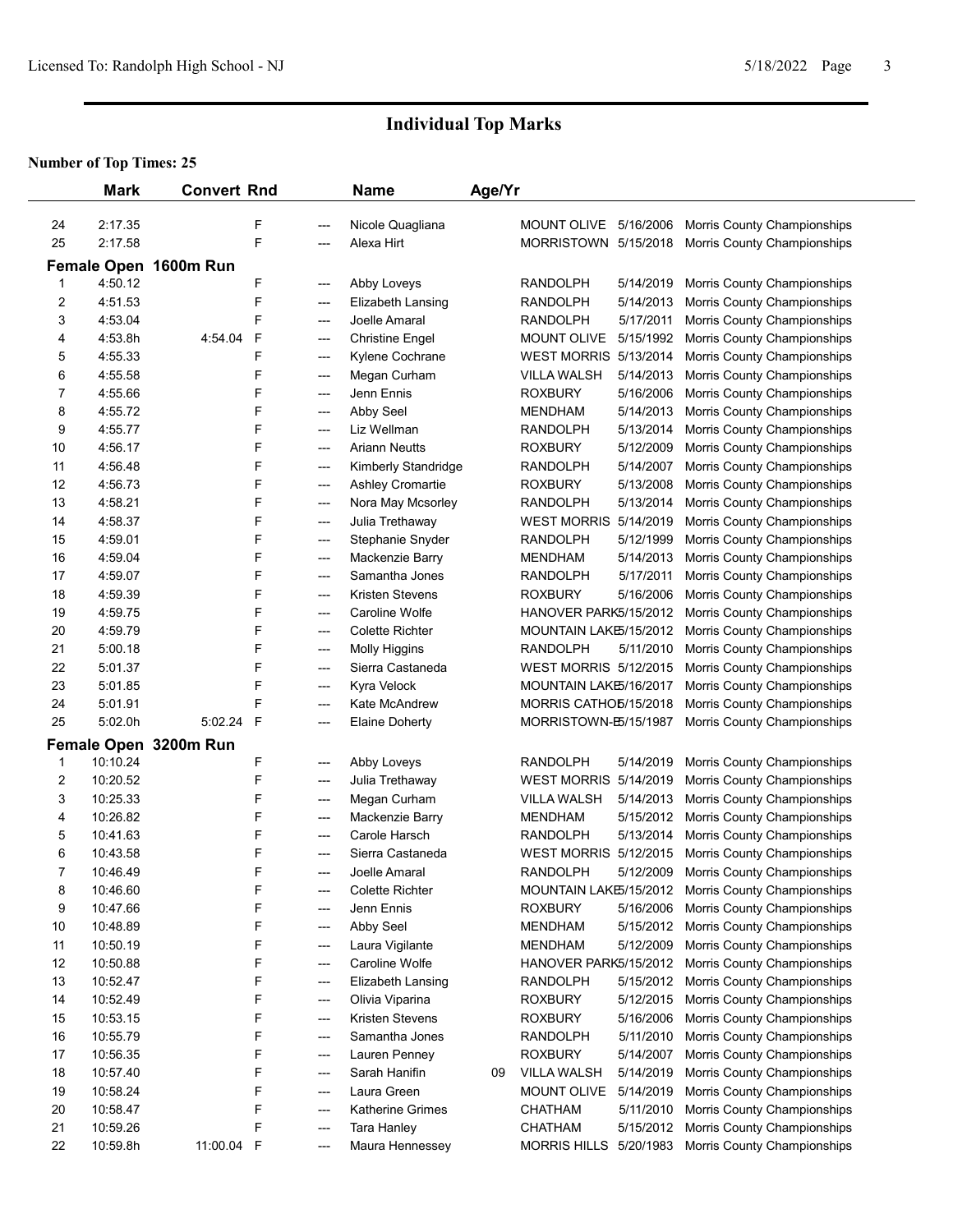# Individual Top Marks

**Number of Top Times: 25**

| | Mark | Convert | Rnd | | Name | Age/Yr | | | |
|---|---|---|---|---|---|---|---|---|---|
| 24 | 2:17.35 | | F | --- | Nicole Quagliana | | MOUNT OLIVE | 5/16/2006 | Morris County Championships |
| 25 | 2:17.58 | | F | --- | Alexa Hirt | | MORRISTOWN | 5/15/2018 | Morris County Championships |

## Female Open 1600m Run

| | Mark | Convert | Rnd | | Name | Age/Yr | | | |
|---|---|---|---|---|---|---|---|---|---|
| 1 | 4:50.12 | | F | --- | Abby Loveys | | RANDOLPH | 5/14/2019 | Morris County Championships |
| 2 | 4:51.53 | | F | --- | Elizabeth Lansing | | RANDOLPH | 5/14/2013 | Morris County Championships |
| 3 | 4:53.04 | | F | --- | Joelle Amaral | | RANDOLPH | 5/17/2011 | Morris County Championships |
| 4 | 4:53.8h | 4:54.04 | F | --- | Christine Engel | | MOUNT OLIVE | 5/15/1992 | Morris County Championships |
| 5 | 4:55.33 | | F | --- | Kylene Cochrane | | WEST MORRIS | 5/13/2014 | Morris County Championships |
| 6 | 4:55.58 | | F | --- | Megan Curham | | VILLA WALSH | 5/14/2013 | Morris County Championships |
| 7 | 4:55.66 | | F | --- | Jenn Ennis | | ROXBURY | 5/16/2006 | Morris County Championships |
| 8 | 4:55.72 | | F | --- | Abby Seel | | MENDHAM | 5/14/2013 | Morris County Championships |
| 9 | 4:55.77 | | F | --- | Liz Wellman | | RANDOLPH | 5/13/2014 | Morris County Championships |
| 10 | 4:56.17 | | F | --- | Ariann Neutts | | ROXBURY | 5/12/2009 | Morris County Championships |
| 11 | 4:56.48 | | F | --- | Kimberly Standridge | | RANDOLPH | 5/14/2007 | Morris County Championships |
| 12 | 4:56.73 | | F | --- | Ashley Cromartie | | ROXBURY | 5/13/2008 | Morris County Championships |
| 13 | 4:58.21 | | F | --- | Nora May Mcsorley | | RANDOLPH | 5/13/2014 | Morris County Championships |
| 14 | 4:58.37 | | F | --- | Julia Trethaway | | WEST MORRIS | 5/14/2019 | Morris County Championships |
| 15 | 4:59.01 | | F | --- | Stephanie Snyder | | RANDOLPH | 5/12/1999 | Morris County Championships |
| 16 | 4:59.04 | | F | --- | Mackenzie Barry | | MENDHAM | 5/14/2013 | Morris County Championships |
| 17 | 4:59.07 | | F | --- | Samantha Jones | | RANDOLPH | 5/17/2011 | Morris County Championships |
| 18 | 4:59.39 | | F | --- | Kristen Stevens | | ROXBURY | 5/16/2006 | Morris County Championships |
| 19 | 4:59.75 | | F | --- | Caroline Wolfe | | HANOVER PARK | 5/15/2012 | Morris County Championships |
| 20 | 4:59.79 | | F | --- | Colette Richter | | MOUNTAIN LAKE | 5/15/2012 | Morris County Championships |
| 21 | 5:00.18 | | F | --- | Molly Higgins | | RANDOLPH | 5/11/2010 | Morris County Championships |
| 22 | 5:01.37 | | F | --- | Sierra Castaneda | | WEST MORRIS | 5/12/2015 | Morris County Championships |
| 23 | 5:01.85 | | F | --- | Kyra Velock | | MOUNTAIN LAKE | 5/16/2017 | Morris County Championships |
| 24 | 5:01.91 | | F | --- | Kate McAndrew | | MORRIS CATHO | 5/15/2018 | Morris County Championships |
| 25 | 5:02.0h | 5:02.24 | F | --- | Elaine Doherty | | MORRISTOWN-B | 5/15/1987 | Morris County Championships |

## Female Open 3200m Run

| | Mark | Convert | Rnd | | Name | Age/Yr | | | |
|---|---|---|---|---|---|---|---|---|---|
| 1 | 10:10.24 | | F | --- | Abby Loveys | | RANDOLPH | 5/14/2019 | Morris County Championships |
| 2 | 10:20.52 | | F | --- | Julia Trethaway | | WEST MORRIS | 5/14/2019 | Morris County Championships |
| 3 | 10:25.33 | | F | --- | Megan Curham | | VILLA WALSH | 5/14/2013 | Morris County Championships |
| 4 | 10:26.82 | | F | --- | Mackenzie Barry | | MENDHAM | 5/15/2012 | Morris County Championships |
| 5 | 10:41.63 | | F | --- | Carole Harsch | | RANDOLPH | 5/13/2014 | Morris County Championships |
| 6 | 10:43.58 | | F | --- | Sierra Castaneda | | WEST MORRIS | 5/12/2015 | Morris County Championships |
| 7 | 10:46.49 | | F | --- | Joelle Amaral | | RANDOLPH | 5/12/2009 | Morris County Championships |
| 8 | 10:46.60 | | F | --- | Colette Richter | | MOUNTAIN LAKE | 5/15/2012 | Morris County Championships |
| 9 | 10:47.66 | | F | --- | Jenn Ennis | | ROXBURY | 5/16/2006 | Morris County Championships |
| 10 | 10:48.89 | | F | --- | Abby Seel | | MENDHAM | 5/15/2012 | Morris County Championships |
| 11 | 10:50.19 | | F | --- | Laura Vigilante | | MENDHAM | 5/12/2009 | Morris County Championships |
| 12 | 10:50.88 | | F | --- | Caroline Wolfe | | HANOVER PARK | 5/15/2012 | Morris County Championships |
| 13 | 10:52.47 | | F | --- | Elizabeth Lansing | | RANDOLPH | 5/15/2012 | Morris County Championships |
| 14 | 10:52.49 | | F | --- | Olivia Viparina | | ROXBURY | 5/12/2015 | Morris County Championships |
| 15 | 10:53.15 | | F | --- | Kristen Stevens | | ROXBURY | 5/16/2006 | Morris County Championships |
| 16 | 10:55.79 | | F | --- | Samantha Jones | | RANDOLPH | 5/11/2010 | Morris County Championships |
| 17 | 10:56.35 | | F | --- | Lauren Penney | | ROXBURY | 5/14/2007 | Morris County Championships |
| 18 | 10:57.40 | | F | --- | Sarah Hanifin | 09 | VILLA WALSH | 5/14/2019 | Morris County Championships |
| 19 | 10:58.24 | | F | --- | Laura Green | | MOUNT OLIVE | 5/14/2019 | Morris County Championships |
| 20 | 10:58.47 | | F | --- | Katherine Grimes | | CHATHAM | 5/11/2010 | Morris County Championships |
| 21 | 10:59.26 | | F | --- | Tara Hanley | | CHATHAM | 5/15/2012 | Morris County Championships |
| 22 | 10:59.8h | 11:00.04 | F | --- | Maura Hennessey | | MORRIS HILLS | 5/20/1983 | Morris County Championships |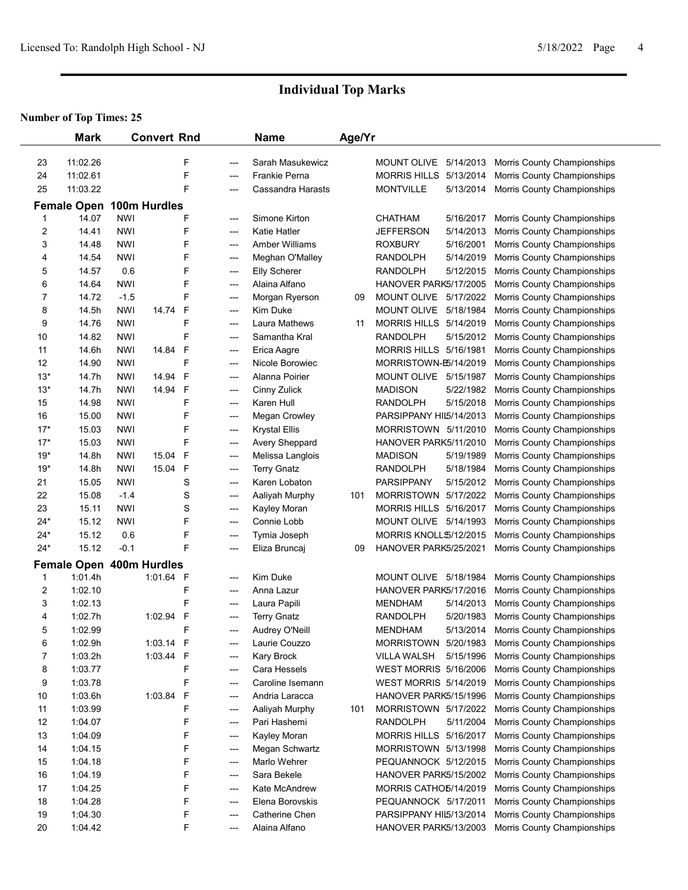## Individual Top Marks

**Number of Top Times: 25**

| | Mark | | Convert | Rnd | | Name | Age/Yr | | | |
|---|---|---|---|---|---|---|---|---|---|---|
| 23 | 11:02.26 | | | F | --- | Sarah Masukewicz | | MOUNT OLIVE | 5/14/2013 | Morris County Championships |
| 24 | 11:02.61 | | | F | --- | Frankie Perna | | MORRIS HILLS | 5/13/2014 | Morris County Championships |
| 25 | 11:03.22 | | | F | --- | Cassandra Harasts | | MONTVILLE | 5/13/2014 | Morris County Championships |

### Female Open 100m Hurdles

| | Mark | | Convert | Rnd | | Name | Age/Yr | | | |
|---|---|---|---|---|---|---|---|---|---|---|
| 1 | 14.07 | NWI | | F | --- | Simone Kirton | | CHATHAM | 5/16/2017 | Morris County Championships |
| 2 | 14.41 | NWI | | F | --- | Katie Hatler | | JEFFERSON | 5/14/2013 | Morris County Championships |
| 3 | 14.48 | NWI | | F | --- | Amber Williams | | ROXBURY | 5/16/2001 | Morris County Championships |
| 4 | 14.54 | NWI | | F | --- | Meghan O'Malley | | RANDOLPH | 5/14/2019 | Morris County Championships |
| 5 | 14.57 | 0.6 | | F | --- | Elly Scherer | | RANDOLPH | 5/12/2015 | Morris County Championships |
| 6 | 14.64 | NWI | | F | --- | Alaina Alfano | | HANOVER PARK | 5/17/2005 | Morris County Championships |
| 7 | 14.72 | -1.5 | | F | --- | Morgan Ryerson | 09 | MOUNT OLIVE | 5/17/2022 | Morris County Championships |
| 8 | 14.5h | NWI | 14.74 | F | --- | Kim Duke | | MOUNT OLIVE | 5/18/1984 | Morris County Championships |
| 9 | 14.76 | NWI | | F | --- | Laura Mathews | 11 | MORRIS HILLS | 5/14/2019 | Morris County Championships |
| 10 | 14.82 | NWI | | F | --- | Samantha Kral | | RANDOLPH | 5/15/2012 | Morris County Championships |
| 11 | 14.6h | NWI | 14.84 | F | --- | Erica Aagre | | MORRIS HILLS | 5/16/1981 | Morris County Championships |
| 12 | 14.90 | NWI | | F | --- | Nicole Borowiec | | MORRISTOWN-B | 5/14/2019 | Morris County Championships |
| 13* | 14.7h | NWI | 14.94 | F | --- | Alanna Poirier | | MOUNT OLIVE | 5/15/1987 | Morris County Championships |
| 13* | 14.7h | NWI | 14.94 | F | --- | Cinny Zulick | | MADISON | 5/22/1982 | Morris County Championships |
| 15 | 14.98 | NWI | | F | --- | Karen Hull | | RANDOLPH | 5/15/2018 | Morris County Championships |
| 16 | 15.00 | NWI | | F | --- | Megan Crowley | | PARSIPPANY HIL | 5/14/2013 | Morris County Championships |
| 17* | 15.03 | NWI | | F | --- | Krystal Ellis | | MORRISTOWN | 5/11/2010 | Morris County Championships |
| 17* | 15.03 | NWI | | F | --- | Avery Sheppard | | HANOVER PARK | 5/11/2010 | Morris County Championships |
| 19* | 14.8h | NWI | 15.04 | F | --- | Melissa Langlois | | MADISON | 5/19/1989 | Morris County Championships |
| 19* | 14.8h | NWI | 15.04 | F | --- | Terry Gnatz | | RANDOLPH | 5/18/1984 | Morris County Championships |
| 21 | 15.05 | NWI | | S | --- | Karen Lobaton | | PARSIPPANY | 5/15/2012 | Morris County Championships |
| 22 | 15.08 | -1.4 | | S | --- | Aaliyah Murphy | 101 | MORRISTOWN | 5/17/2022 | Morris County Championships |
| 23 | 15.11 | NWI | | S | --- | Kayley Moran | | MORRIS HILLS | 5/16/2017 | Morris County Championships |
| 24* | 15.12 | NWI | | F | --- | Connie Lobb | | MOUNT OLIVE | 5/14/1993 | Morris County Championships |
| 24* | 15.12 | 0.6 | | F | --- | Tymia Joseph | | MORRIS KNOLLS | 5/12/2015 | Morris County Championships |
| 24* | 15.12 | -0.1 | | F | --- | Eliza Bruncaj | 09 | HANOVER PARK | 5/25/2021 | Morris County Championships |

### Female Open 400m Hurdles

| | Mark | | Convert | Rnd | | Name | Age/Yr | | | |
|---|---|---|---|---|---|---|---|---|---|---|
| 1 | 1:01.4h | | 1:01.64 | F | --- | Kim Duke | | MOUNT OLIVE | 5/18/1984 | Morris County Championships |
| 2 | 1:02.10 | | | F | --- | Anna Lazur | | HANOVER PARK | 5/17/2016 | Morris County Championships |
| 3 | 1:02.13 | | | F | --- | Laura Papili | | MENDHAM | 5/14/2013 | Morris County Championships |
| 4 | 1:02.7h | | 1:02.94 | F | --- | Terry Gnatz | | RANDOLPH | 5/20/1983 | Morris County Championships |
| 5 | 1:02.99 | | | F | --- | Audrey O'Neill | | MENDHAM | 5/13/2014 | Morris County Championships |
| 6 | 1:02.9h | | 1:03.14 | F | --- | Laurie Couzzo | | MORRISTOWN | 5/20/1983 | Morris County Championships |
| 7 | 1:03.2h | | 1:03.44 | F | --- | Kary Brock | | VILLA WALSH | 5/15/1996 | Morris County Championships |
| 8 | 1:03.77 | | | F | --- | Cara Hessels | | WEST MORRIS | 5/16/2006 | Morris County Championships |
| 9 | 1:03.78 | | | F | --- | Caroline Isemann | | WEST MORRIS | 5/14/2019 | Morris County Championships |
| 10 | 1:03.6h | | 1:03.84 | F | --- | Andria Laracca | | HANOVER PARK | 5/15/1996 | Morris County Championships |
| 11 | 1:03.99 | | | F | --- | Aaliyah Murphy | 101 | MORRISTOWN | 5/17/2022 | Morris County Championships |
| 12 | 1:04.07 | | | F | --- | Pari Hashemi | | RANDOLPH | 5/11/2004 | Morris County Championships |
| 13 | 1:04.09 | | | F | --- | Kayley Moran | | MORRIS HILLS | 5/16/2017 | Morris County Championships |
| 14 | 1:04.15 | | | F | --- | Megan Schwartz | | MORRISTOWN | 5/13/1998 | Morris County Championships |
| 15 | 1:04.18 | | | F | --- | Marlo Wehrer | | PEQUANNOCK | 5/12/2015 | Morris County Championships |
| 16 | 1:04.19 | | | F | --- | Sara Bekele | | HANOVER PARK | 5/15/2002 | Morris County Championships |
| 17 | 1:04.25 | | | F | --- | Kate McAndrew | | MORRIS CATHOL | 5/14/2019 | Morris County Championships |
| 18 | 1:04.28 | | | F | --- | Elena Borovskis | | PEQUANNOCK | 5/17/2011 | Morris County Championships |
| 19 | 1:04.30 | | | F | --- | Catherine Chen | | PARSIPPANY HIL | 5/13/2014 | Morris County Championships |
| 20 | 1:04.42 | | | F | --- | Alaina Alfano | | HANOVER PARK | 5/13/2003 | Morris County Championships |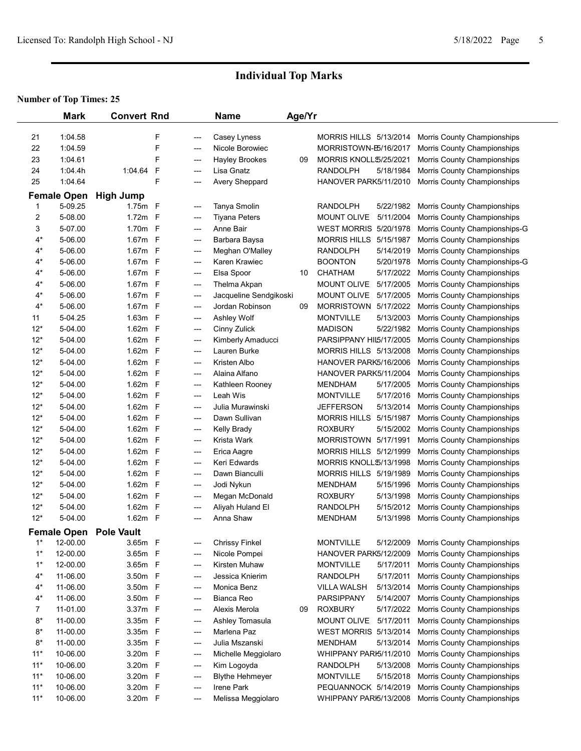# Individual Top Marks

**Number of Top Times: 25**

| | Mark | Convert | Rnd | | Name | Age/Yr | School | Date | Meet |
|---|---|---|---|---|---|---|---|---|---|
| 21 | 1:04.58 | | F | --- | Casey Lyness | | MORRIS HILLS | 5/13/2014 | Morris County Championships |
| 22 | 1:04.59 | | F | --- | Nicole Borowiec | | MORRISTOWN-B | 5/16/2017 | Morris County Championships |
| 23 | 1:04.61 | | F | --- | Hayley Brookes | 09 | MORRIS KNOLLS | 5/25/2021 | Morris County Championships |
| 24 | 1:04.4h | 1:04.64 | F | --- | Lisa Gnatz | | RANDOLPH | 5/18/1984 | Morris County Championships |
| 25 | 1:04.64 | | F | --- | Avery Sheppard | | HANOVER PARK | 5/11/2010 | Morris County Championships |
| **Female Open** | **High Jump** | | | | | | | | |
| 1 | 5-09.25 | 1.75m | F | --- | Tanya Smolin | | RANDOLPH | 5/22/1982 | Morris County Championships |
| 2 | 5-08.00 | 1.72m | F | --- | Tiyana Peters | | MOUNT OLIVE | 5/11/2004 | Morris County Championships |
| 3 | 5-07.00 | 1.70m | F | --- | Anne Bair | | WEST MORRIS | 5/20/1978 | Morris County Championships-G |
| 4* | 5-06.00 | 1.67m | F | --- | Barbara Baysa | | MORRIS HILLS | 5/15/1987 | Morris County Championships |
| 4* | 5-06.00 | 1.67m | F | --- | Meghan O'Malley | | RANDOLPH | 5/14/2019 | Morris County Championships |
| 4* | 5-06.00 | 1.67m | F | --- | Karen Krawiec | | BOONTON | 5/20/1978 | Morris County Championships-G |
| 4* | 5-06.00 | 1.67m | F | --- | Elsa Spoor | 10 | CHATHAM | 5/17/2022 | Morris County Championships |
| 4* | 5-06.00 | 1.67m | F | --- | Thelma Akpan | | MOUNT OLIVE | 5/17/2005 | Morris County Championships |
| 4* | 5-06.00 | 1.67m | F | --- | Jacqueline Sendgikoski | | MOUNT OLIVE | 5/17/2005 | Morris County Championships |
| 4* | 5-06.00 | 1.67m | F | --- | Jordan Robinson | 09 | MORRISTOWN | 5/17/2022 | Morris County Championships |
| 11 | 5-04.25 | 1.63m | F | --- | Ashley Wolf | | MONTVILLE | 5/13/2003 | Morris County Championships |
| 12* | 5-04.00 | 1.62m | F | --- | Cinny Zulick | | MADISON | 5/22/1982 | Morris County Championships |
| 12* | 5-04.00 | 1.62m | F | --- | Kimberly Amaducci | | PARSIPPANY HIL | 5/17/2005 | Morris County Championships |
| 12* | 5-04.00 | 1.62m | F | --- | Lauren Burke | | MORRIS HILLS | 5/13/2008 | Morris County Championships |
| 12* | 5-04.00 | 1.62m | F | --- | Kristen Albo | | HANOVER PARK | 5/16/2006 | Morris County Championships |
| 12* | 5-04.00 | 1.62m | F | --- | Alaina Alfano | | HANOVER PARK | 5/11/2004 | Morris County Championships |
| 12* | 5-04.00 | 1.62m | F | --- | Kathleen Rooney | | MENDHAM | 5/17/2005 | Morris County Championships |
| 12* | 5-04.00 | 1.62m | F | --- | Leah Wis | | MONTVILLE | 5/17/2016 | Morris County Championships |
| 12* | 5-04.00 | 1.62m | F | --- | Julia Murawinski | | JEFFERSON | 5/13/2014 | Morris County Championships |
| 12* | 5-04.00 | 1.62m | F | --- | Dawn Sullivan | | MORRIS HILLS | 5/15/1987 | Morris County Championships |
| 12* | 5-04.00 | 1.62m | F | --- | Kelly Brady | | ROXBURY | 5/15/2002 | Morris County Championships |
| 12* | 5-04.00 | 1.62m | F | --- | Krista Wark | | MORRISTOWN | 5/17/1991 | Morris County Championships |
| 12* | 5-04.00 | 1.62m | F | --- | Erica Aagre | | MORRIS HILLS | 5/12/1999 | Morris County Championships |
| 12* | 5-04.00 | 1.62m | F | --- | Keri Edwards | | MORRIS KNOLLS | 5/13/1998 | Morris County Championships |
| 12* | 5-04.00 | 1.62m | F | --- | Dawn Bianculli | | MORRIS HILLS | 5/19/1989 | Morris County Championships |
| 12* | 5-04.00 | 1.62m | F | --- | Jodi Nykun | | MENDHAM | 5/15/1996 | Morris County Championships |
| 12* | 5-04.00 | 1.62m | F | --- | Megan McDonald | | ROXBURY | 5/13/1998 | Morris County Championships |
| 12* | 5-04.00 | 1.62m | F | --- | Aliyah Huland El | | RANDOLPH | 5/15/2012 | Morris County Championships |
| 12* | 5-04.00 | 1.62m | F | --- | Anna Shaw | | MENDHAM | 5/13/1998 | Morris County Championships |
| **Female Open** | **Pole Vault** | | | | | | | | |
| 1* | 12-00.00 | 3.65m | F | --- | Chrissy Finkel | | MONTVILLE | 5/12/2009 | Morris County Championships |
| 1* | 12-00.00 | 3.65m | F | --- | Nicole Pompei | | HANOVER PARK | 5/12/2009 | Morris County Championships |
| 1* | 12-00.00 | 3.65m | F | --- | Kirsten Muhaw | | MONTVILLE | 5/17/2011 | Morris County Championships |
| 4* | 11-06.00 | 3.50m | F | --- | Jessica Knierim | | RANDOLPH | 5/17/2011 | Morris County Championships |
| 4* | 11-06.00 | 3.50m | F | --- | Monica Benz | | VILLA WALSH | 5/13/2014 | Morris County Championships |
| 4* | 11-06.00 | 3.50m | F | --- | Bianca Reo | | PARSIPPANY | 5/14/2007 | Morris County Championships |
| 7 | 11-01.00 | 3.37m | F | --- | Alexis Merola | 09 | ROXBURY | 5/17/2022 | Morris County Championships |
| 8* | 11-00.00 | 3.35m | F | --- | Ashley Tomasula | | MOUNT OLIVE | 5/17/2011 | Morris County Championships |
| 8* | 11-00.00 | 3.35m | F | --- | Marlena Paz | | WEST MORRIS | 5/13/2014 | Morris County Championships |
| 8* | 11-00.00 | 3.35m | F | --- | Julia Mszanski | | MENDHAM | 5/13/2014 | Morris County Championships |
| 11* | 10-06.00 | 3.20m | F | --- | Michelle Meggiolaro | | WHIPPANY PARK | 5/11/2010 | Morris County Championships |
| 11* | 10-06.00 | 3.20m | F | --- | Kim Logoyda | | RANDOLPH | 5/13/2008 | Morris County Championships |
| 11* | 10-06.00 | 3.20m | F | --- | Blythe Hehmeyer | | MONTVILLE | 5/15/2018 | Morris County Championships |
| 11* | 10-06.00 | 3.20m | F | --- | Irene Park | | PEQUANNOCK | 5/14/2019 | Morris County Championships |
| 11* | 10-06.00 | 3.20m | F | --- | Melissa Meggiolaro | | WHIPPANY PARK | 5/13/2008 | Morris County Championships |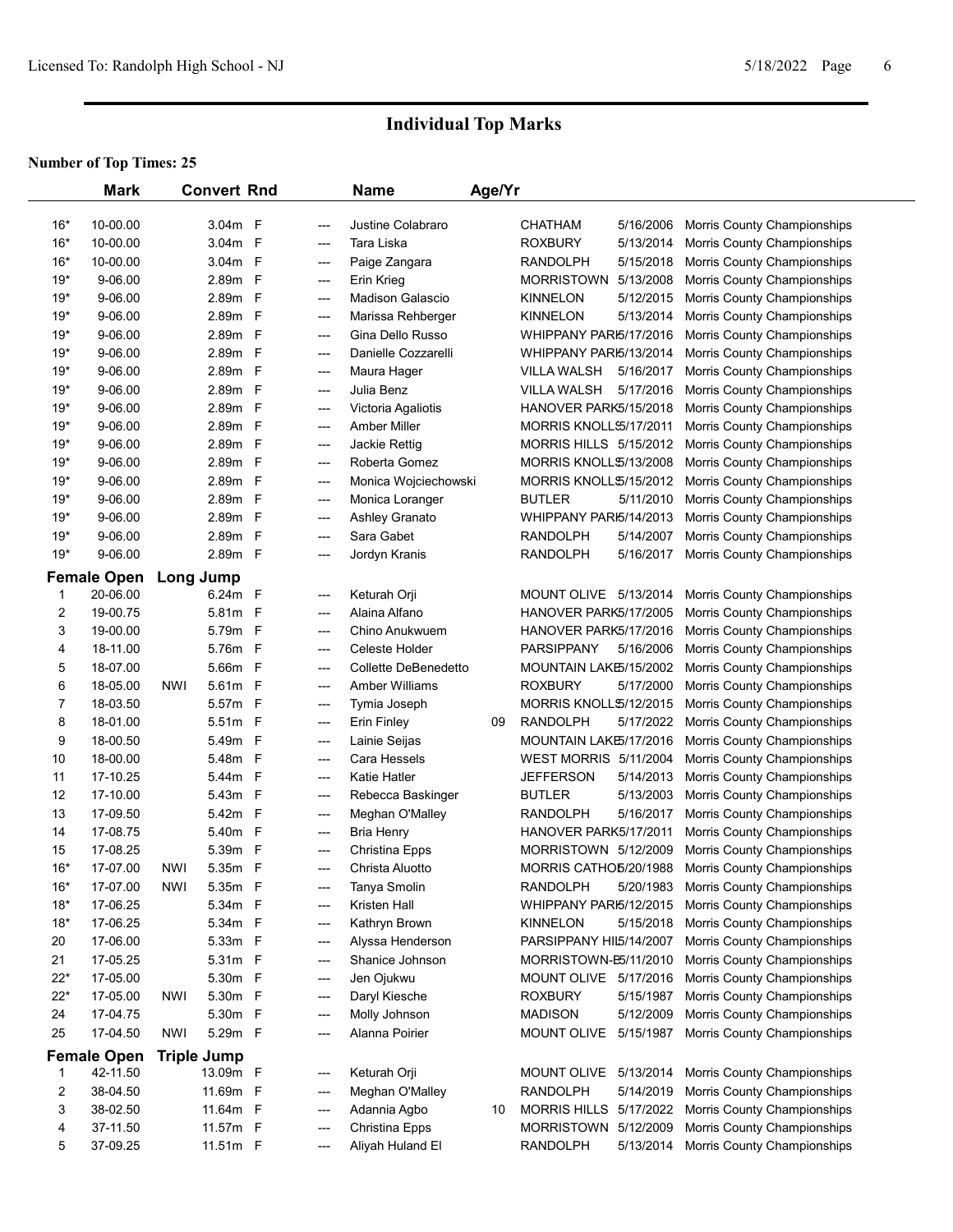# Individual Top Marks

**Number of Top Times: 25**

| | Mark | | Convert | Rnd | | Name | Age/Yr | School | Date | Meet |
|---|---|---|---|---|---|---|---|---|---|---|
| 16* | 10-00.00 | | 3.04m | F | --- | Justine Colabraro | | CHATHAM | 5/16/2006 | Morris County Championships |
| 16* | 10-00.00 | | 3.04m | F | --- | Tara Liska | | ROXBURY | 5/13/2014 | Morris County Championships |
| 16* | 10-00.00 | | 3.04m | F | --- | Paige Zangara | | RANDOLPH | 5/15/2018 | Morris County Championships |
| 19* | 9-06.00 | | 2.89m | F | --- | Erin Krieg | | MORRISTOWN | 5/13/2008 | Morris County Championships |
| 19* | 9-06.00 | | 2.89m | F | --- | Madison Galascio | | KINNELON | 5/12/2015 | Morris County Championships |
| 19* | 9-06.00 | | 2.89m | F | --- | Marissa Rehberger | | KINNELON | 5/13/2014 | Morris County Championships |
| 19* | 9-06.00 | | 2.89m | F | --- | Gina Dello Russo | | WHIPPANY PARK | 5/17/2016 | Morris County Championships |
| 19* | 9-06.00 | | 2.89m | F | --- | Danielle Cozzarelli | | WHIPPANY PARK | 5/13/2014 | Morris County Championships |
| 19* | 9-06.00 | | 2.89m | F | --- | Maura Hager | | VILLA WALSH | 5/16/2017 | Morris County Championships |
| 19* | 9-06.00 | | 2.89m | F | --- | Julia Benz | | VILLA WALSH | 5/17/2016 | Morris County Championships |
| 19* | 9-06.00 | | 2.89m | F | --- | Victoria Agaliotis | | HANOVER PARK | 5/15/2018 | Morris County Championships |
| 19* | 9-06.00 | | 2.89m | F | --- | Amber Miller | | MORRIS KNOLLS | 5/17/2011 | Morris County Championships |
| 19* | 9-06.00 | | 2.89m | F | --- | Jackie Rettig | | MORRIS HILLS | 5/15/2012 | Morris County Championships |
| 19* | 9-06.00 | | 2.89m | F | --- | Roberta Gomez | | MORRIS KNOLLS | 5/13/2008 | Morris County Championships |
| 19* | 9-06.00 | | 2.89m | F | --- | Monica Wojciechowski | | MORRIS KNOLLS | 5/15/2012 | Morris County Championships |
| 19* | 9-06.00 | | 2.89m | F | --- | Monica Loranger | | BUTLER | 5/11/2010 | Morris County Championships |
| 19* | 9-06.00 | | 2.89m | F | --- | Ashley Granato | | WHIPPANY PARK | 5/14/2013 | Morris County Championships |
| 19* | 9-06.00 | | 2.89m | F | --- | Sara Gabet | | RANDOLPH | 5/14/2007 | Morris County Championships |
| 19* | 9-06.00 | | 2.89m | F | --- | Jordyn Kranis | | RANDOLPH | 5/16/2017 | Morris County Championships |

**Female Open Long Jump**

| | Mark | | Convert | Rnd | | Name | Age/Yr | School | Date | Meet |
|---|---|---|---|---|---|---|---|---|---|---|
| 1 | 20-06.00 | | 6.24m | F | --- | Keturah Orji | | MOUNT OLIVE | 5/13/2014 | Morris County Championships |
| 2 | 19-00.75 | | 5.81m | F | --- | Alaina Alfano | | HANOVER PARK | 5/17/2005 | Morris County Championships |
| 3 | 19-00.00 | | 5.79m | F | --- | Chino Anukwuem | | HANOVER PARK | 5/17/2016 | Morris County Championships |
| 4 | 18-11.00 | | 5.76m | F | --- | Celeste Holder | | PARSIPPANY | 5/16/2006 | Morris County Championships |
| 5 | 18-07.00 | | 5.66m | F | --- | Collette DeBenedetto | | MOUNTAIN LAKE | 5/15/2002 | Morris County Championships |
| 6 | 18-05.00 | NWI | 5.61m | F | --- | Amber Williams | | ROXBURY | 5/17/2000 | Morris County Championships |
| 7 | 18-03.50 | | 5.57m | F | --- | Tymia Joseph | | MORRIS KNOLLS | 5/12/2015 | Morris County Championships |
| 8 | 18-01.00 | | 5.51m | F | --- | Erin Finley | 09 | RANDOLPH | 5/17/2022 | Morris County Championships |
| 9 | 18-00.50 | | 5.49m | F | --- | Lainie Seijas | | MOUNTAIN LAKE | 5/17/2016 | Morris County Championships |
| 10 | 18-00.00 | | 5.48m | F | --- | Cara Hessels | | WEST MORRIS | 5/11/2004 | Morris County Championships |
| 11 | 17-10.25 | | 5.44m | F | --- | Katie Hatler | | JEFFERSON | 5/14/2013 | Morris County Championships |
| 12 | 17-10.00 | | 5.43m | F | --- | Rebecca Baskinger | | BUTLER | 5/13/2003 | Morris County Championships |
| 13 | 17-09.50 | | 5.42m | F | --- | Meghan O'Malley | | RANDOLPH | 5/16/2017 | Morris County Championships |
| 14 | 17-08.75 | | 5.40m | F | --- | Bria Henry | | HANOVER PARK | 5/17/2011 | Morris County Championships |
| 15 | 17-08.25 | | 5.39m | F | --- | Christina Epps | | MORRISTOWN | 5/12/2009 | Morris County Championships |
| 16* | 17-07.00 | NWI | 5.35m | F | --- | Christa Aluotto | | MORRIS CATHOL | 5/20/1988 | Morris County Championships |
| 16* | 17-07.00 | NWI | 5.35m | F | --- | Tanya Smolin | | RANDOLPH | 5/20/1983 | Morris County Championships |
| 18* | 17-06.25 | | 5.34m | F | --- | Kristen Hall | | WHIPPANY PARK | 5/12/2015 | Morris County Championships |
| 18* | 17-06.25 | | 5.34m | F | --- | Kathryn Brown | | KINNELON | 5/15/2018 | Morris County Championships |
| 20 | 17-06.00 | | 5.33m | F | --- | Alyssa Henderson | | PARSIPPANY HIL | 5/14/2007 | Morris County Championships |
| 21 | 17-05.25 | | 5.31m | F | --- | Shanice Johnson | | MORRISTOWN-B | 5/11/2010 | Morris County Championships |
| 22* | 17-05.00 | | 5.30m | F | --- | Jen Ojukwu | | MOUNT OLIVE | 5/17/2016 | Morris County Championships |
| 22* | 17-05.00 | NWI | 5.30m | F | --- | Daryl Kiesche | | ROXBURY | 5/15/1987 | Morris County Championships |
| 24 | 17-04.75 | | 5.30m | F | --- | Molly Johnson | | MADISON | 5/12/2009 | Morris County Championships |
| 25 | 17-04.50 | NWI | 5.29m | F | --- | Alanna Poirier | | MOUNT OLIVE | 5/15/1987 | Morris County Championships |

**Female Open Triple Jump**

| | Mark | | Convert | Rnd | | Name | Age/Yr | School | Date | Meet |
|---|---|---|---|---|---|---|---|---|---|---|
| 1 | 42-11.50 | | 13.09m | F | --- | Keturah Orji | | MOUNT OLIVE | 5/13/2014 | Morris County Championships |
| 2 | 38-04.50 | | 11.69m | F | --- | Meghan O'Malley | | RANDOLPH | 5/14/2019 | Morris County Championships |
| 3 | 38-02.50 | | 11.64m | F | --- | Adannia Agbo | 10 | MORRIS HILLS | 5/17/2022 | Morris County Championships |
| 4 | 37-11.50 | | 11.57m | F | --- | Christina Epps | | MORRISTOWN | 5/12/2009 | Morris County Championships |
| 5 | 37-09.25 | | 11.51m | F | --- | Aliyah Huland El | | RANDOLPH | 5/13/2014 | Morris County Championships |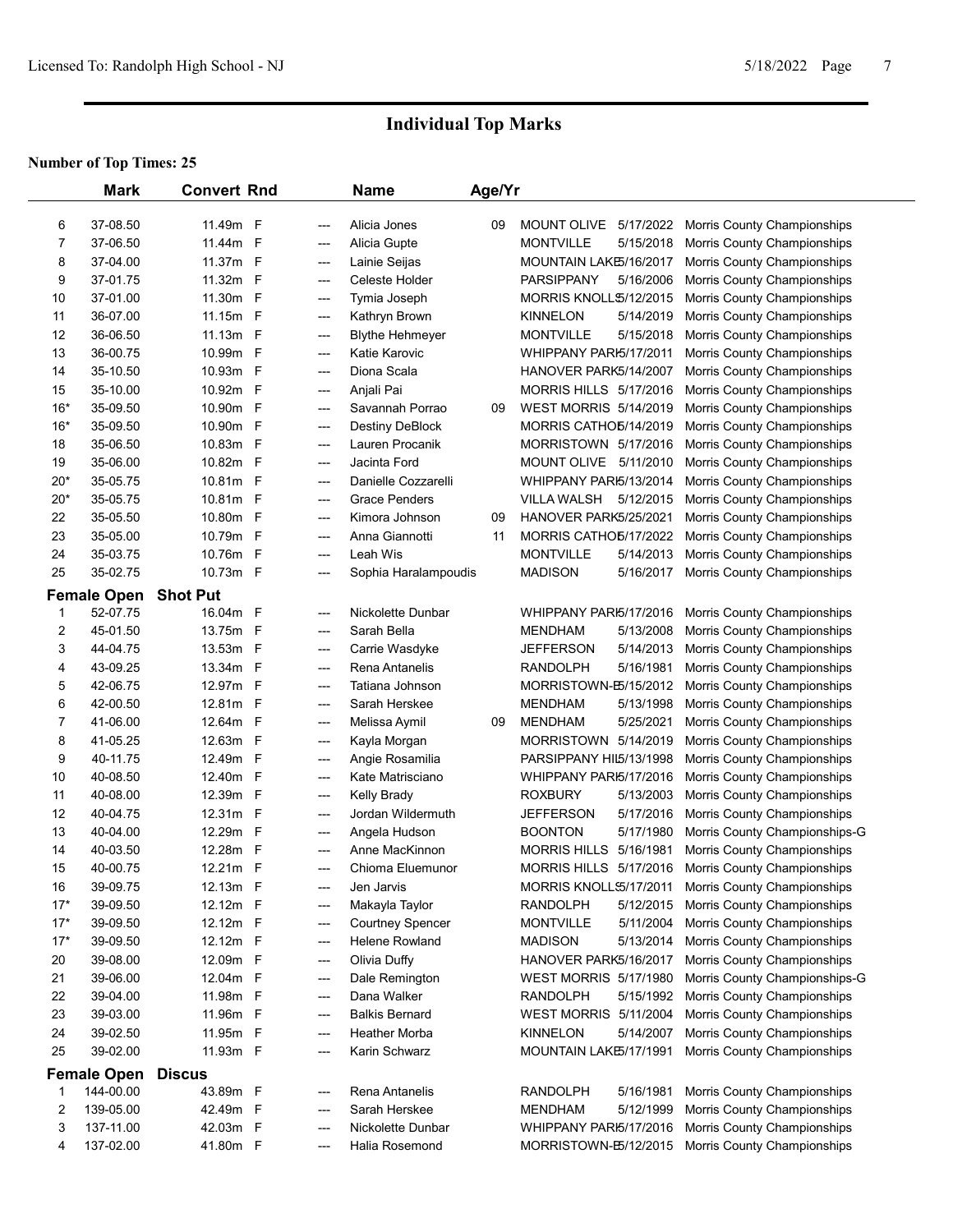# Individual Top Marks

**Number of Top Times: 25**

| | Mark | Convert | Rnd | | Name | Age/Yr | | | |
|---|---|---|---|---|---|---|---|---|---|
| 6 | 37-08.50 | 11.49m | F | --- | Alicia Jones | 09 | MOUNT OLIVE | 5/17/2022 | Morris County Championships |
| 7 | 37-06.50 | 11.44m | F | --- | Alicia Gupte | | MONTVILLE | 5/15/2018 | Morris County Championships |
| 8 | 37-04.00 | 11.37m | F | --- | Lainie Seijas | | MOUNTAIN LAKE | 5/16/2017 | Morris County Championships |
| 9 | 37-01.75 | 11.32m | F | --- | Celeste Holder | | PARSIPPANY | 5/16/2006 | Morris County Championships |
| 10 | 37-01.00 | 11.30m | F | --- | Tymia Joseph | | MORRIS KNOLLS | 5/12/2015 | Morris County Championships |
| 11 | 36-07.00 | 11.15m | F | --- | Kathryn Brown | | KINNELON | 5/14/2019 | Morris County Championships |
| 12 | 36-06.50 | 11.13m | F | --- | Blythe Hehmeyer | | MONTVILLE | 5/15/2018 | Morris County Championships |
| 13 | 36-00.75 | 10.99m | F | --- | Katie Karovic | | WHIPPANY PARK | 5/17/2011 | Morris County Championships |
| 14 | 35-10.50 | 10.93m | F | --- | Diona Scala | | HANOVER PARK | 5/14/2007 | Morris County Championships |
| 15 | 35-10.00 | 10.92m | F | --- | Anjali Pai | | MORRIS HILLS | 5/17/2016 | Morris County Championships |
| 16* | 35-09.50 | 10.90m | F | --- | Savannah Porrao | 09 | WEST MORRIS | 5/14/2019 | Morris County Championships |
| 16* | 35-09.50 | 10.90m | F | --- | Destiny DeBlock | | MORRIS CATHOL | 5/14/2019 | Morris County Championships |
| 18 | 35-06.50 | 10.83m | F | --- | Lauren Procanik | | MORRISTOWN | 5/17/2016 | Morris County Championships |
| 19 | 35-06.00 | 10.82m | F | --- | Jacinta Ford | | MOUNT OLIVE | 5/11/2010 | Morris County Championships |
| 20* | 35-05.75 | 10.81m | F | --- | Danielle Cozzarelli | | WHIPPANY PARK | 5/13/2014 | Morris County Championships |
| 20* | 35-05.75 | 10.81m | F | --- | Grace Penders | | VILLA WALSH | 5/12/2015 | Morris County Championships |
| 22 | 35-05.50 | 10.80m | F | --- | Kimora Johnson | 09 | HANOVER PARK | 5/25/2021 | Morris County Championships |
| 23 | 35-05.00 | 10.79m | F | --- | Anna Giannotti | 11 | MORRIS CATHOL | 5/17/2022 | Morris County Championships |
| 24 | 35-03.75 | 10.76m | F | --- | Leah Wis | | MONTVILLE | 5/14/2013 | Morris County Championships |
| 25 | 35-02.75 | 10.73m | F | --- | Sophia Haralampoudis | | MADISON | 5/16/2017 | Morris County Championships |

## Female Open Shot Put

| | Mark | Convert | Rnd | | Name | Age/Yr | | | |
|---|---|---|---|---|---|---|---|---|---|
| 1 | 52-07.75 | 16.04m | F | --- | Nickolette Dunbar | | WHIPPANY PARK | 5/17/2016 | Morris County Championships |
| 2 | 45-01.50 | 13.75m | F | --- | Sarah Bella | | MENDHAM | 5/13/2008 | Morris County Championships |
| 3 | 44-04.75 | 13.53m | F | --- | Carrie Wasdyke | | JEFFERSON | 5/14/2013 | Morris County Championships |
| 4 | 43-09.25 | 13.34m | F | --- | Rena Antanelis | | RANDOLPH | 5/16/1981 | Morris County Championships |
| 5 | 42-06.75 | 12.97m | F | --- | Tatiana Johnson | | MORRISTOWN-B | 5/15/2012 | Morris County Championships |
| 6 | 42-00.50 | 12.81m | F | --- | Sarah Herskee | | MENDHAM | 5/13/1998 | Morris County Championships |
| 7 | 41-06.00 | 12.64m | F | --- | Melissa Aymil | 09 | MENDHAM | 5/25/2021 | Morris County Championships |
| 8 | 41-05.25 | 12.63m | F | --- | Kayla Morgan | | MORRISTOWN | 5/14/2019 | Morris County Championships |
| 9 | 40-11.75 | 12.49m | F | --- | Angie Rosamilia | | PARSIPPANY HILL | 5/13/1998 | Morris County Championships |
| 10 | 40-08.50 | 12.40m | F | --- | Kate Matrisciano | | WHIPPANY PARK | 5/17/2016 | Morris County Championships |
| 11 | 40-08.00 | 12.39m | F | --- | Kelly Brady | | ROXBURY | 5/13/2003 | Morris County Championships |
| 12 | 40-04.75 | 12.31m | F | --- | Jordan Wildermuth | | JEFFERSON | 5/17/2016 | Morris County Championships |
| 13 | 40-04.00 | 12.29m | F | --- | Angela Hudson | | BOONTON | 5/17/1980 | Morris County Championships-G |
| 14 | 40-03.50 | 12.28m | F | --- | Anne MacKinnon | | MORRIS HILLS | 5/16/1981 | Morris County Championships |
| 15 | 40-00.75 | 12.21m | F | --- | Chioma Eluemunor | | MORRIS HILLS | 5/17/2016 | Morris County Championships |
| 16 | 39-09.75 | 12.13m | F | --- | Jen Jarvis | | MORRIS KNOLLS | 5/17/2011 | Morris County Championships |
| 17* | 39-09.50 | 12.12m | F | --- | Makayla Taylor | | RANDOLPH | 5/12/2015 | Morris County Championships |
| 17* | 39-09.50 | 12.12m | F | --- | Courtney Spencer | | MONTVILLE | 5/11/2004 | Morris County Championships |
| 17* | 39-09.50 | 12.12m | F | --- | Helene Rowland | | MADISON | 5/13/2014 | Morris County Championships |
| 20 | 39-08.00 | 12.09m | F | --- | Olivia Duffy | | HANOVER PARK | 5/16/2017 | Morris County Championships |
| 21 | 39-06.00 | 12.04m | F | --- | Dale Remington | | WEST MORRIS | 5/17/1980 | Morris County Championships-G |
| 22 | 39-04.00 | 11.98m | F | --- | Dana Walker | | RANDOLPH | 5/15/1992 | Morris County Championships |
| 23 | 39-03.00 | 11.96m | F | --- | Balkis Bernard | | WEST MORRIS | 5/11/2004 | Morris County Championships |
| 24 | 39-02.50 | 11.95m | F | --- | Heather Morba | | KINNELON | 5/14/2007 | Morris County Championships |
| 25 | 39-02.00 | 11.93m | F | --- | Karin Schwarz | | MOUNTAIN LAKE | 5/17/1991 | Morris County Championships |

## Female Open Discus

| | Mark | Convert | Rnd | | Name | Age/Yr | | | |
|---|---|---|---|---|---|---|---|---|---|
| 1 | 144-00.00 | 43.89m | F | --- | Rena Antanelis | | RANDOLPH | 5/16/1981 | Morris County Championships |
| 2 | 139-05.00 | 42.49m | F | --- | Sarah Herskee | | MENDHAM | 5/12/1999 | Morris County Championships |
| 3 | 137-11.00 | 42.03m | F | --- | Nickolette Dunbar | | WHIPPANY PARK | 5/17/2016 | Morris County Championships |
| 4 | 137-02.00 | 41.80m | F | --- | Halia Rosemond | | MORRISTOWN-B | 5/12/2015 | Morris County Championships |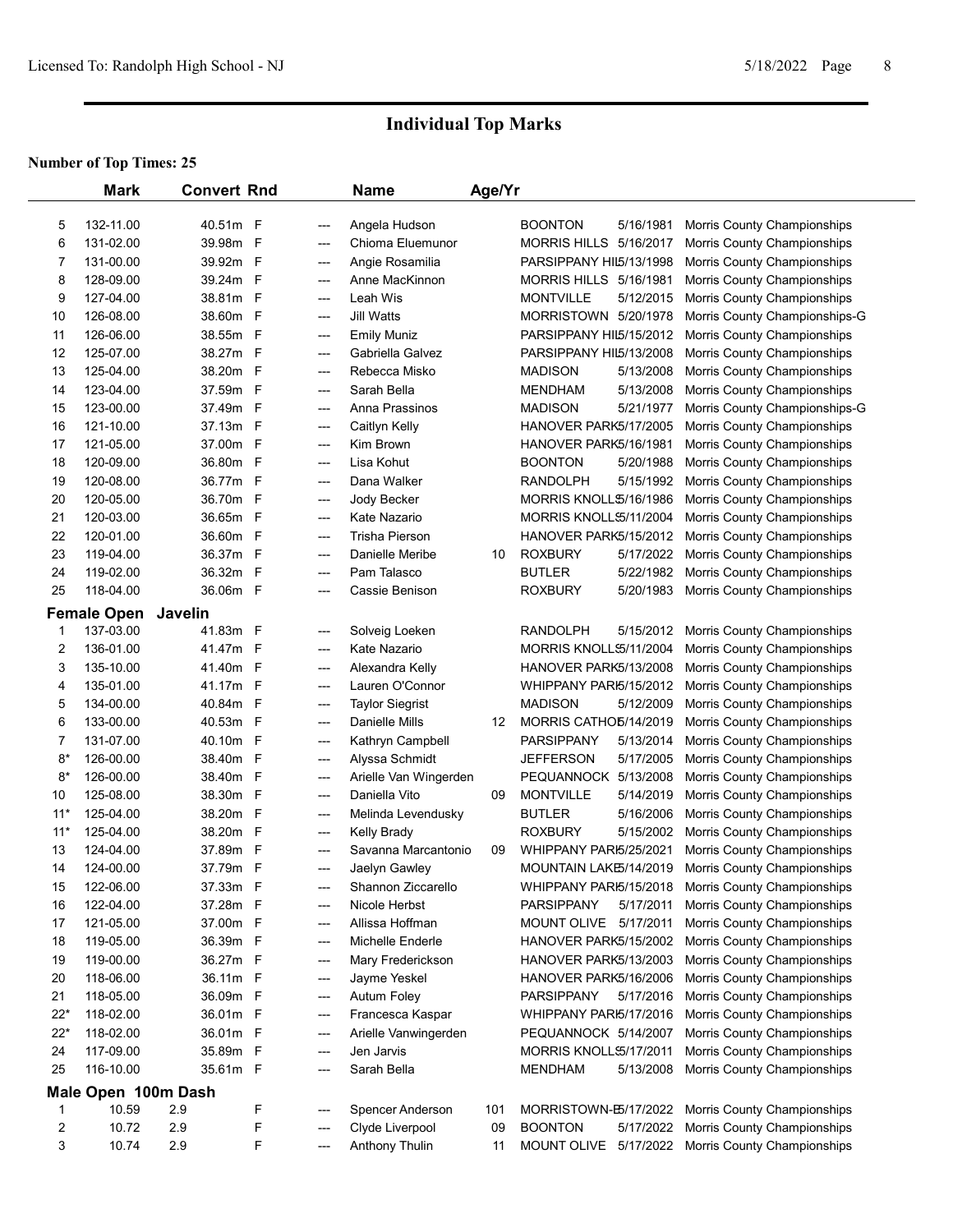# Individual Top Marks

**Number of Top Times: 25**

| | Mark | Convert | Rnd | | Name | Age/Yr | | | |
|---|---|---|---|---|---|---|---|---|---|
| 5 | 132-11.00 | 40.51m | F | --- | Angela Hudson | | BOONTON | 5/16/1981 | Morris County Championships |
| 6 | 131-02.00 | 39.98m | F | --- | Chioma Eluemunor | | MORRIS HILLS | 5/16/2017 | Morris County Championships |
| 7 | 131-00.00 | 39.92m | F | --- | Angie Rosamilia | | PARSIPPANY HIL | 5/13/1998 | Morris County Championships |
| 8 | 128-09.00 | 39.24m | F | --- | Anne MacKinnon | | MORRIS HILLS | 5/16/1981 | Morris County Championships |
| 9 | 127-04.00 | 38.81m | F | --- | Leah Wis | | MONTVILLE | 5/12/2015 | Morris County Championships |
| 10 | 126-08.00 | 38.60m | F | --- | Jill Watts | | MORRISTOWN | 5/20/1978 | Morris County Championships-G |
| 11 | 126-06.00 | 38.55m | F | --- | Emily Muniz | | PARSIPPANY HIL | 5/15/2012 | Morris County Championships |
| 12 | 125-07.00 | 38.27m | F | --- | Gabriella Galvez | | PARSIPPANY HIL | 5/13/2008 | Morris County Championships |
| 13 | 125-04.00 | 38.20m | F | --- | Rebecca Misko | | MADISON | 5/13/2008 | Morris County Championships |
| 14 | 123-04.00 | 37.59m | F | --- | Sarah Bella | | MENDHAM | 5/13/2008 | Morris County Championships |
| 15 | 123-00.00 | 37.49m | F | --- | Anna Prassinos | | MADISON | 5/21/1977 | Morris County Championships-G |
| 16 | 121-10.00 | 37.13m | F | --- | Caitlyn Kelly | | HANOVER PARK | 5/17/2005 | Morris County Championships |
| 17 | 121-05.00 | 37.00m | F | --- | Kim Brown | | HANOVER PARK | 5/16/1981 | Morris County Championships |
| 18 | 120-09.00 | 36.80m | F | --- | Lisa Kohut | | BOONTON | 5/20/1988 | Morris County Championships |
| 19 | 120-08.00 | 36.77m | F | --- | Dana Walker | | RANDOLPH | 5/15/1992 | Morris County Championships |
| 20 | 120-05.00 | 36.70m | F | --- | Jody Becker | | MORRIS KNOLLS | 5/16/1986 | Morris County Championships |
| 21 | 120-03.00 | 36.65m | F | --- | Kate Nazario | | MORRIS KNOLLS | 5/11/2004 | Morris County Championships |
| 22 | 120-01.00 | 36.60m | F | --- | Trisha Pierson | | HANOVER PARK | 5/15/2012 | Morris County Championships |
| 23 | 119-04.00 | 36.37m | F | --- | Danielle Meribe | 10 | ROXBURY | 5/17/2022 | Morris County Championships |
| 24 | 119-02.00 | 36.32m | F | --- | Pam Talasco | | BUTLER | 5/22/1982 | Morris County Championships |
| 25 | 118-04.00 | 36.06m | F | --- | Cassie Benison | | ROXBURY | 5/20/1983 | Morris County Championships |

## Female Open Javelin

| | Mark | Convert | Rnd | | Name | Age/Yr | | | |
|---|---|---|---|---|---|---|---|---|---|
| 1 | 137-03.00 | 41.83m | F | --- | Solveig Loeken | | RANDOLPH | 5/15/2012 | Morris County Championships |
| 2 | 136-01.00 | 41.47m | F | --- | Kate Nazario | | MORRIS KNOLLS | 5/11/2004 | Morris County Championships |
| 3 | 135-10.00 | 41.40m | F | --- | Alexandra Kelly | | HANOVER PARK | 5/13/2008 | Morris County Championships |
| 4 | 135-01.00 | 41.17m | F | --- | Lauren O'Connor | | WHIPPANY PARK | 5/15/2012 | Morris County Championships |
| 5 | 134-00.00 | 40.84m | F | --- | Taylor Siegrist | | MADISON | 5/12/2009 | Morris County Championships |
| 6 | 133-00.00 | 40.53m | F | --- | Danielle Mills | 12 | MORRIS CATHOL | 5/14/2019 | Morris County Championships |
| 7 | 131-07.00 | 40.10m | F | --- | Kathryn Campbell | | PARSIPPANY | 5/13/2014 | Morris County Championships |
| 8* | 126-00.00 | 38.40m | F | --- | Alyssa Schmidt | | JEFFERSON | 5/17/2005 | Morris County Championships |
| 8* | 126-00.00 | 38.40m | F | --- | Arielle Van Wingerden | | PEQUANNOCK | 5/13/2008 | Morris County Championships |
| 10 | 125-08.00 | 38.30m | F | --- | Daniella Vito | 09 | MONTVILLE | 5/14/2019 | Morris County Championships |
| 11* | 125-04.00 | 38.20m | F | --- | Melinda Levendusky | | BUTLER | 5/16/2006 | Morris County Championships |
| 11* | 125-04.00 | 38.20m | F | --- | Kelly Brady | | ROXBURY | 5/15/2002 | Morris County Championships |
| 13 | 124-04.00 | 37.89m | F | --- | Savanna Marcantonio | 09 | WHIPPANY PARK | 5/25/2021 | Morris County Championships |
| 14 | 124-00.00 | 37.79m | F | --- | Jaelyn Gawley | | MOUNTAIN LAKE | 5/14/2019 | Morris County Championships |
| 15 | 122-06.00 | 37.33m | F | --- | Shannon Ziccarello | | WHIPPANY PARK | 5/15/2018 | Morris County Championships |
| 16 | 122-04.00 | 37.28m | F | --- | Nicole Herbst | | PARSIPPANY | 5/17/2011 | Morris County Championships |
| 17 | 121-05.00 | 37.00m | F | --- | Allissa Hoffman | | MOUNT OLIVE | 5/17/2011 | Morris County Championships |
| 18 | 119-05.00 | 36.39m | F | --- | Michelle Enderle | | HANOVER PARK | 5/15/2002 | Morris County Championships |
| 19 | 119-00.00 | 36.27m | F | --- | Mary Frederickson | | HANOVER PARK | 5/13/2003 | Morris County Championships |
| 20 | 118-06.00 | 36.11m | F | --- | Jayme Yeskel | | HANOVER PARK | 5/16/2006 | Morris County Championships |
| 21 | 118-05.00 | 36.09m | F | --- | Autum Foley | | PARSIPPANY | 5/17/2016 | Morris County Championships |
| 22* | 118-02.00 | 36.01m | F | --- | Francesca Kaspar | | WHIPPANY PARK | 5/17/2016 | Morris County Championships |
| 22* | 118-02.00 | 36.01m | F | --- | Arielle Vanwingerden | | PEQUANNOCK | 5/14/2007 | Morris County Championships |
| 24 | 117-09.00 | 35.89m | F | --- | Jen Jarvis | | MORRIS KNOLLS | 5/17/2011 | Morris County Championships |
| 25 | 116-10.00 | 35.61m | F | --- | Sarah Bella | | MENDHAM | 5/13/2008 | Morris County Championships |

## Male Open 100m Dash

| | Mark | Convert | Rnd | | Name | Age/Yr | | | |
|---|---|---|---|---|---|---|---|---|---|
| 1 | 10.59 | 2.9 | F | --- | Spencer Anderson | 101 | MORRISTOWN-B | 5/17/2022 | Morris County Championships |
| 2 | 10.72 | 2.9 | F | --- | Clyde Liverpool | 09 | BOONTON | 5/17/2022 | Morris County Championships |
| 3 | 10.74 | 2.9 | F | --- | Anthony Thulin | 11 | MOUNT OLIVE | 5/17/2022 | Morris County Championships |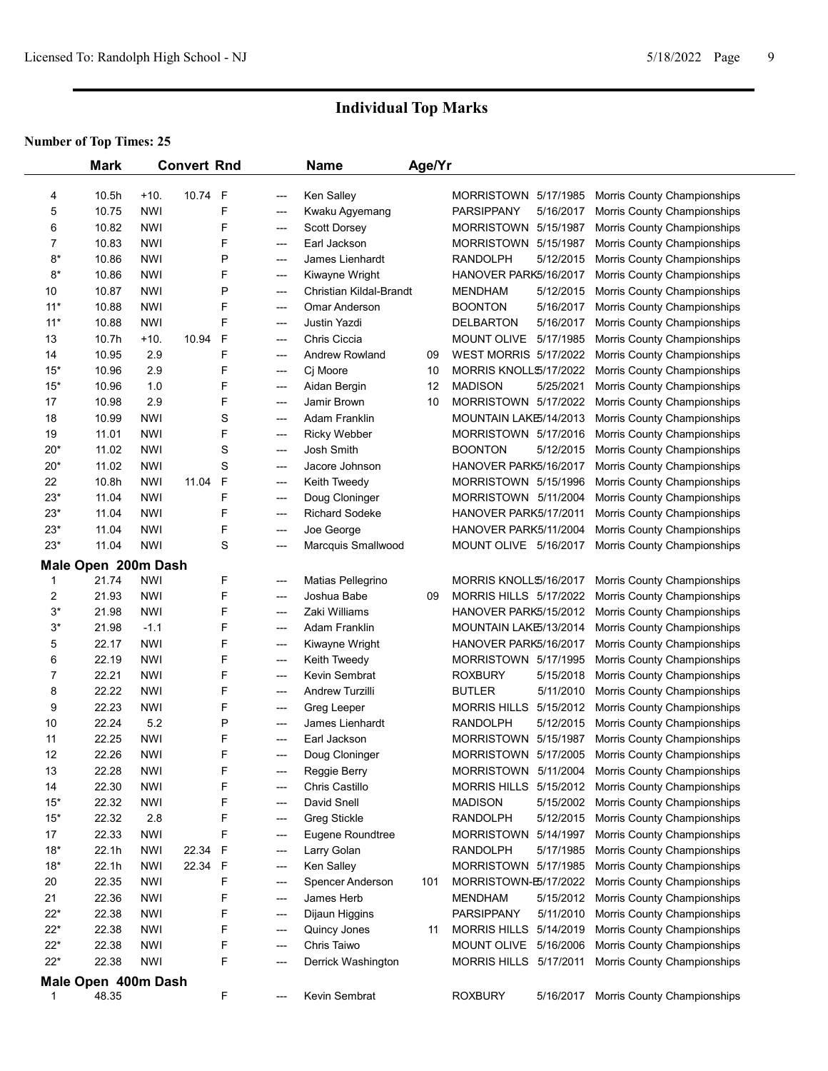# Individual Top Marks

**Number of Top Times: 25**

| | Mark | | Convert | Rnd | | Name | Age/Yr | | | |
|---|---|---|---|---|---|---|---|---|---|---|
| 4 | 10.5h | +10. | 10.74 | F | --- | Ken Salley | | MORRISTOWN | 5/17/1985 | Morris County Championships |
| 5 | 10.75 | NWI | | F | --- | Kwaku Agyemang | | PARSIPPANY | 5/16/2017 | Morris County Championships |
| 6 | 10.82 | NWI | | F | --- | Scott Dorsey | | MORRISTOWN | 5/15/1987 | Morris County Championships |
| 7 | 10.83 | NWI | | F | --- | Earl Jackson | | MORRISTOWN | 5/15/1987 | Morris County Championships |
| 8* | 10.86 | NWI | | P | --- | James Lienhardt | | RANDOLPH | 5/12/2015 | Morris County Championships |
| 8* | 10.86 | NWI | | F | --- | Kiwayne Wright | | HANOVER PARK | 5/16/2017 | Morris County Championships |
| 10 | 10.87 | NWI | | P | --- | Christian Kildal-Brandt | | MENDHAM | 5/12/2015 | Morris County Championships |
| 11* | 10.88 | NWI | | F | --- | Omar Anderson | | BOONTON | 5/16/2017 | Morris County Championships |
| 11* | 10.88 | NWI | | F | --- | Justin Yazdi | | DELBARTON | 5/16/2017 | Morris County Championships |
| 13 | 10.7h | +10. | 10.94 | F | --- | Chris Ciccia | | MOUNT OLIVE | 5/17/1985 | Morris County Championships |
| 14 | 10.95 | 2.9 | | F | --- | Andrew Rowland | 09 | WEST MORRIS | 5/17/2022 | Morris County Championships |
| 15* | 10.96 | 2.9 | | F | --- | Cj Moore | 10 | MORRIS KNOLLS | 5/17/2022 | Morris County Championships |
| 15* | 10.96 | 1.0 | | F | --- | Aidan Bergin | 12 | MADISON | 5/25/2021 | Morris County Championships |
| 17 | 10.98 | 2.9 | | F | --- | Jamir Brown | 10 | MORRISTOWN | 5/17/2022 | Morris County Championships |
| 18 | 10.99 | NWI | | S | --- | Adam Franklin | | MOUNTAIN LAKE | 5/14/2013 | Morris County Championships |
| 19 | 11.01 | NWI | | F | --- | Ricky Webber | | MORRISTOWN | 5/17/2016 | Morris County Championships |
| 20* | 11.02 | NWI | | S | --- | Josh Smith | | BOONTON | 5/12/2015 | Morris County Championships |
| 20* | 11.02 | NWI | | S | --- | Jacore Johnson | | HANOVER PARK | 5/16/2017 | Morris County Championships |
| 22 | 10.8h | NWI | 11.04 | F | --- | Keith Tweedy | | MORRISTOWN | 5/15/1996 | Morris County Championships |
| 23* | 11.04 | NWI | | F | --- | Doug Cloninger | | MORRISTOWN | 5/11/2004 | Morris County Championships |
| 23* | 11.04 | NWI | | F | --- | Richard Sodeke | | HANOVER PARK | 5/17/2011 | Morris County Championships |
| 23* | 11.04 | NWI | | F | --- | Joe George | | HANOVER PARK | 5/11/2004 | Morris County Championships |
| 23* | 11.04 | NWI | | S | --- | Marcquis Smallwood | | MOUNT OLIVE | 5/16/2017 | Morris County Championships |

**Male Open 200m Dash**

| | Mark | | Convert | Rnd | | Name | Age/Yr | | | |
|---|---|---|---|---|---|---|---|---|---|---|
| 1 | 21.74 | NWI | | F | --- | Matias Pellegrino | | MORRIS KNOLLS | 5/16/2017 | Morris County Championships |
| 2 | 21.93 | NWI | | F | --- | Joshua Babe | 09 | MORRIS HILLS | 5/17/2022 | Morris County Championships |
| 3* | 21.98 | NWI | | F | --- | Zaki Williams | | HANOVER PARK | 5/15/2012 | Morris County Championships |
| 3* | 21.98 | -1.1 | | F | --- | Adam Franklin | | MOUNTAIN LAKE | 5/13/2014 | Morris County Championships |
| 5 | 22.17 | NWI | | F | --- | Kiwayne Wright | | HANOVER PARK | 5/16/2017 | Morris County Championships |
| 6 | 22.19 | NWI | | F | --- | Keith Tweedy | | MORRISTOWN | 5/17/1995 | Morris County Championships |
| 7 | 22.21 | NWI | | F | --- | Kevin Sembrat | | ROXBURY | 5/15/2018 | Morris County Championships |
| 8 | 22.22 | NWI | | F | --- | Andrew Turzilli | | BUTLER | 5/11/2010 | Morris County Championships |
| 9 | 22.23 | NWI | | F | --- | Greg Leeper | | MORRIS HILLS | 5/15/2012 | Morris County Championships |
| 10 | 22.24 | 5.2 | | P | --- | James Lienhardt | | RANDOLPH | 5/12/2015 | Morris County Championships |
| 11 | 22.25 | NWI | | F | --- | Earl Jackson | | MORRISTOWN | 5/15/1987 | Morris County Championships |
| 12 | 22.26 | NWI | | F | --- | Doug Cloninger | | MORRISTOWN | 5/17/2005 | Morris County Championships |
| 13 | 22.28 | NWI | | F | --- | Reggie Berry | | MORRISTOWN | 5/11/2004 | Morris County Championships |
| 14 | 22.30 | NWI | | F | --- | Chris Castillo | | MORRIS HILLS | 5/15/2012 | Morris County Championships |
| 15* | 22.32 | NWI | | F | --- | David Snell | | MADISON | 5/15/2002 | Morris County Championships |
| 15* | 22.32 | 2.8 | | F | --- | Greg Stickle | | RANDOLPH | 5/12/2015 | Morris County Championships |
| 17 | 22.33 | NWI | | F | --- | Eugene Roundtree | | MORRISTOWN | 5/14/1997 | Morris County Championships |
| 18* | 22.1h | NWI | 22.34 | F | --- | Larry Golan | | RANDOLPH | 5/17/1985 | Morris County Championships |
| 18* | 22.1h | NWI | 22.34 | F | --- | Ken Salley | | MORRISTOWN | 5/17/1985 | Morris County Championships |
| 20 | 22.35 | NWI | | F | --- | Spencer Anderson | 101 | MORRISTOWN-B | 5/17/2022 | Morris County Championships |
| 21 | 22.36 | NWI | | F | --- | James Herb | | MENDHAM | 5/15/2012 | Morris County Championships |
| 22* | 22.38 | NWI | | F | --- | Dijaun Higgins | | PARSIPPANY | 5/11/2010 | Morris County Championships |
| 22* | 22.38 | NWI | | F | --- | Quincy Jones | 11 | MORRIS HILLS | 5/14/2019 | Morris County Championships |
| 22* | 22.38 | NWI | | F | --- | Chris Taiwo | | MOUNT OLIVE | 5/16/2006 | Morris County Championships |
| 22* | 22.38 | NWI | | F | --- | Derrick Washington | | MORRIS HILLS | 5/17/2011 | Morris County Championships |

**Male Open 400m Dash**

| | Mark | | Convert | Rnd | | Name | Age/Yr | | | |
|---|---|---|---|---|---|---|---|---|---|---|
| 1 | 48.35 | | | F | --- | Kevin Sembrat | | ROXBURY | 5/16/2017 | Morris County Championships |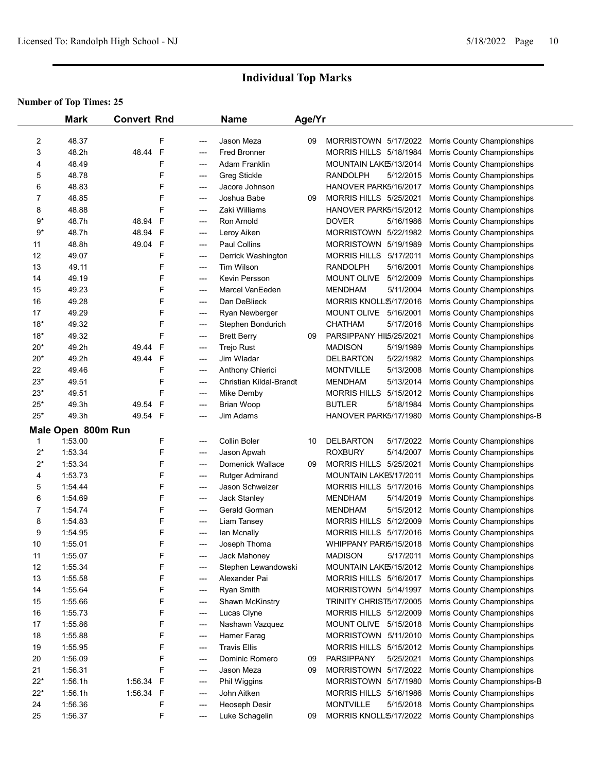# Individual Top Marks

**Number of Top Times: 25**

| | Mark | Convert | Rnd | | Name | Age/Yr | School | Date | Meet |
|---|---|---|---|---|---|---|---|---|---|
| 2 | 48.37 | | F | --- | Jason Meza | 09 | MORRISTOWN | 5/17/2022 | Morris County Championships |
| 3 | 48.2h | 48.44 | F | --- | Fred Bronner | | MORRIS HILLS | 5/18/1984 | Morris County Championships |
| 4 | 48.49 | | F | --- | Adam Franklin | | MOUNTAIN LAKE | 5/13/2014 | Morris County Championships |
| 5 | 48.78 | | F | --- | Greg Stickle | | RANDOLPH | 5/12/2015 | Morris County Championships |
| 6 | 48.83 | | F | --- | Jacore Johnson | | HANOVER PARK | 5/16/2017 | Morris County Championships |
| 7 | 48.85 | | F | --- | Joshua Babe | 09 | MORRIS HILLS | 5/25/2021 | Morris County Championships |
| 8 | 48.88 | | F | --- | Zaki Williams | | HANOVER PARK | 5/15/2012 | Morris County Championships |
| 9* | 48.7h | 48.94 | F | --- | Ron Arnold | | DOVER | 5/16/1986 | Morris County Championships |
| 9* | 48.7h | 48.94 | F | --- | Leroy Aiken | | MORRISTOWN | 5/22/1982 | Morris County Championships |
| 11 | 48.8h | 49.04 | F | --- | Paul Collins | | MORRISTOWN | 5/19/1989 | Morris County Championships |
| 12 | 49.07 | | F | --- | Derrick Washington | | MORRIS HILLS | 5/17/2011 | Morris County Championships |
| 13 | 49.11 | | F | --- | Tim Wilson | | RANDOLPH | 5/16/2001 | Morris County Championships |
| 14 | 49.19 | | F | --- | Kevin Persson | | MOUNT OLIVE | 5/12/2009 | Morris County Championships |
| 15 | 49.23 | | F | --- | Marcel VanEeden | | MENDHAM | 5/11/2004 | Morris County Championships |
| 16 | 49.28 | | F | --- | Dan DeBlieck | | MORRIS KNOLLS | 5/17/2016 | Morris County Championships |
| 17 | 49.29 | | F | --- | Ryan Newberger | | MOUNT OLIVE | 5/16/2001 | Morris County Championships |
| 18* | 49.32 | | F | --- | Stephen Bondurich | | CHATHAM | 5/17/2016 | Morris County Championships |
| 18* | 49.32 | | F | --- | Brett Berry | 09 | PARSIPPANY HIL | 5/25/2021 | Morris County Championships |
| 20* | 49.2h | 49.44 | F | --- | Trejo Rust | | MADISON | 5/19/1989 | Morris County Championships |
| 20* | 49.2h | 49.44 | F | --- | Jim Wladar | | DELBARTON | 5/22/1982 | Morris County Championships |
| 22 | 49.46 | | F | --- | Anthony Chierici | | MONTVILLE | 5/13/2008 | Morris County Championships |
| 23* | 49.51 | | F | --- | Christian Kildal-Brandt | | MENDHAM | 5/13/2014 | Morris County Championships |
| 23* | 49.51 | | F | --- | Mike Demby | | MORRIS HILLS | 5/15/2012 | Morris County Championships |
| 25* | 49.3h | 49.54 | F | --- | Brian Woop | | BUTLER | 5/18/1984 | Morris County Championships |
| 25* | 49.3h | 49.54 | F | --- | Jim Adams | | HANOVER PARK | 5/17/1980 | Morris County Championships-B |

## Male Open 800m Run

| | Mark | Convert | Rnd | | Name | Age/Yr | School | Date | Meet |
|---|---|---|---|---|---|---|---|---|---|
| 1 | 1:53.00 | | F | --- | Collin Boler | 10 | DELBARTON | 5/17/2022 | Morris County Championships |
| 2* | 1:53.34 | | F | --- | Jason Apwah | | ROXBURY | 5/14/2007 | Morris County Championships |
| 2* | 1:53.34 | | F | --- | Domenick Wallace | 09 | MORRIS HILLS | 5/25/2021 | Morris County Championships |
| 4 | 1:53.73 | | F | --- | Rutger Admirand | | MOUNTAIN LAKE | 5/17/2011 | Morris County Championships |
| 5 | 1:54.44 | | F | --- | Jason Schweizer | | MORRIS HILLS | 5/17/2016 | Morris County Championships |
| 6 | 1:54.69 | | F | --- | Jack Stanley | | MENDHAM | 5/14/2019 | Morris County Championships |
| 7 | 1:54.74 | | F | --- | Gerald Gorman | | MENDHAM | 5/15/2012 | Morris County Championships |
| 8 | 1:54.83 | | F | --- | Liam Tansey | | MORRIS HILLS | 5/12/2009 | Morris County Championships |
| 9 | 1:54.95 | | F | --- | Ian Mcnally | | MORRIS HILLS | 5/17/2016 | Morris County Championships |
| 10 | 1:55.01 | | F | --- | Joseph Thoma | | WHIPPANY PARK | 5/15/2018 | Morris County Championships |
| 11 | 1:55.07 | | F | --- | Jack Mahoney | | MADISON | 5/17/2011 | Morris County Championships |
| 12 | 1:55.34 | | F | --- | Stephen Lewandowski | | MOUNTAIN LAKE | 5/15/2012 | Morris County Championships |
| 13 | 1:55.58 | | F | --- | Alexander Pai | | MORRIS HILLS | 5/16/2017 | Morris County Championships |
| 14 | 1:55.64 | | F | --- | Ryan Smith | | MORRISTOWN | 5/14/1997 | Morris County Championships |
| 15 | 1:55.66 | | F | --- | Shawn McKinstry | | TRINITY CHRIST | 5/17/2005 | Morris County Championships |
| 16 | 1:55.73 | | F | --- | Lucas Clyne | | MORRIS HILLS | 5/12/2009 | Morris County Championships |
| 17 | 1:55.86 | | F | --- | Nashawn Vazquez | | MOUNT OLIVE | 5/15/2018 | Morris County Championships |
| 18 | 1:55.88 | | F | --- | Hamer Farag | | MORRISTOWN | 5/11/2010 | Morris County Championships |
| 19 | 1:55.95 | | F | --- | Travis Ellis | | MORRIS HILLS | 5/15/2012 | Morris County Championships |
| 20 | 1:56.09 | | F | --- | Dominic Romero | 09 | PARSIPPANY | 5/25/2021 | Morris County Championships |
| 21 | 1:56.31 | | F | --- | Jason Meza | 09 | MORRISTOWN | 5/17/2022 | Morris County Championships |
| 22* | 1:56.1h | 1:56.34 | F | --- | Phil Wiggins | | MORRISTOWN | 5/17/1980 | Morris County Championships-B |
| 22* | 1:56.1h | 1:56.34 | F | --- | John Aitken | | MORRIS HILLS | 5/16/1986 | Morris County Championships |
| 24 | 1:56.36 | | F | --- | Heoseph Desir | | MONTVILLE | 5/15/2018 | Morris County Championships |
| 25 | 1:56.37 | | F | --- | Luke Schagelin | 09 | MORRIS KNOLLS | 5/17/2022 | Morris County Championships |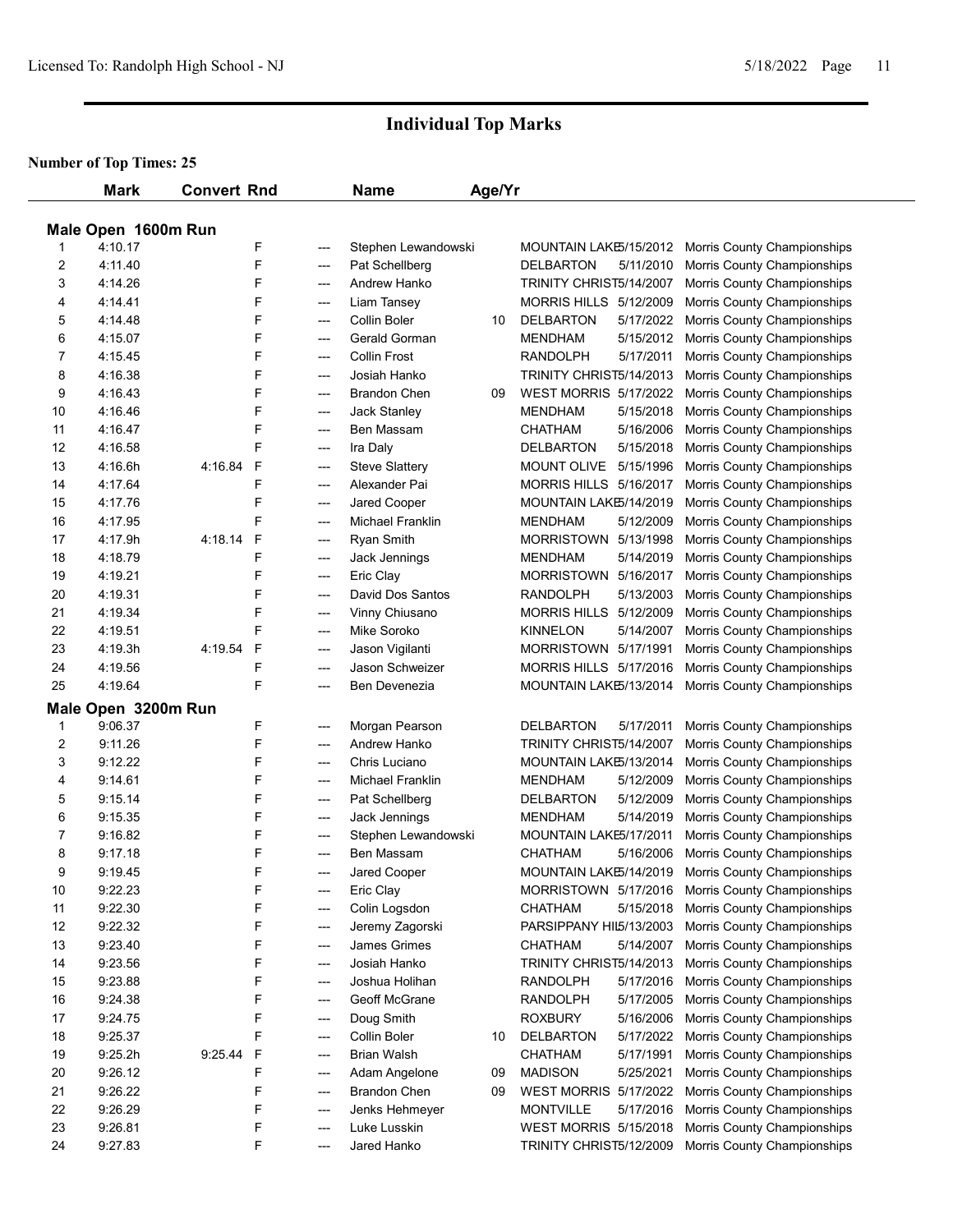# Individual Top Marks

**Number of Top Times: 25**

## Male Open 1600m Run

| | Mark | Convert | Rnd | | Name | Age/Yr | School | Date | Meet |
|---|---|---|---|---|---|---|---|---|---|
| 1 | 4:10.17 | | F | --- | Stephen Lewandowski | | MOUNTAIN LAKE | 5/15/2012 | Morris County Championships |
| 2 | 4:11.40 | | F | --- | Pat Schellberg | | DELBARTON | 5/11/2010 | Morris County Championships |
| 3 | 4:14.26 | | F | --- | Andrew Hanko | | TRINITY CHRIST | 5/14/2007 | Morris County Championships |
| 4 | 4:14.41 | | F | --- | Liam Tansey | | MORRIS HILLS | 5/12/2009 | Morris County Championships |
| 5 | 4:14.48 | | F | --- | Collin Boler | 10 | DELBARTON | 5/17/2022 | Morris County Championships |
| 6 | 4:15.07 | | F | --- | Gerald Gorman | | MENDHAM | 5/15/2012 | Morris County Championships |
| 7 | 4:15.45 | | F | --- | Collin Frost | | RANDOLPH | 5/17/2011 | Morris County Championships |
| 8 | 4:16.38 | | F | --- | Josiah Hanko | | TRINITY CHRIST | 5/14/2013 | Morris County Championships |
| 9 | 4:16.43 | | F | --- | Brandon Chen | 09 | WEST MORRIS | 5/17/2022 | Morris County Championships |
| 10 | 4:16.46 | | F | --- | Jack Stanley | | MENDHAM | 5/15/2018 | Morris County Championships |
| 11 | 4:16.47 | | F | --- | Ben Massam | | CHATHAM | 5/16/2006 | Morris County Championships |
| 12 | 4:16.58 | | F | --- | Ira Daly | | DELBARTON | 5/15/2018 | Morris County Championships |
| 13 | 4:16.6h | 4:16.84 | F | --- | Steve Slattery | | MOUNT OLIVE | 5/15/1996 | Morris County Championships |
| 14 | 4:17.64 | | F | --- | Alexander Pai | | MORRIS HILLS | 5/16/2017 | Morris County Championships |
| 15 | 4:17.76 | | F | --- | Jared Cooper | | MOUNTAIN LAKE | 5/14/2019 | Morris County Championships |
| 16 | 4:17.95 | | F | --- | Michael Franklin | | MENDHAM | 5/12/2009 | Morris County Championships |
| 17 | 4:17.9h | 4:18.14 | F | --- | Ryan Smith | | MORRISTOWN | 5/13/1998 | Morris County Championships |
| 18 | 4:18.79 | | F | --- | Jack Jennings | | MENDHAM | 5/14/2019 | Morris County Championships |
| 19 | 4:19.21 | | F | --- | Eric Clay | | MORRISTOWN | 5/16/2017 | Morris County Championships |
| 20 | 4:19.31 | | F | --- | David Dos Santos | | RANDOLPH | 5/13/2003 | Morris County Championships |
| 21 | 4:19.34 | | F | --- | Vinny Chiusano | | MORRIS HILLS | 5/12/2009 | Morris County Championships |
| 22 | 4:19.51 | | F | --- | Mike Soroko | | KINNELON | 5/14/2007 | Morris County Championships |
| 23 | 4:19.3h | 4:19.54 | F | --- | Jason Vigilanti | | MORRISTOWN | 5/17/1991 | Morris County Championships |
| 24 | 4:19.56 | | F | --- | Jason Schweizer | | MORRIS HILLS | 5/17/2016 | Morris County Championships |
| 25 | 4:19.64 | | F | --- | Ben Devenezia | | MOUNTAIN LAKE | 5/13/2014 | Morris County Championships |

## Male Open 3200m Run

| | Mark | Convert | Rnd | | Name | Age/Yr | School | Date | Meet |
|---|---|---|---|---|---|---|---|---|---|
| 1 | 9:06.37 | | F | --- | Morgan Pearson | | DELBARTON | 5/17/2011 | Morris County Championships |
| 2 | 9:11.26 | | F | --- | Andrew Hanko | | TRINITY CHRIST | 5/14/2007 | Morris County Championships |
| 3 | 9:12.22 | | F | --- | Chris Luciano | | MOUNTAIN LAKE | 5/13/2014 | Morris County Championships |
| 4 | 9:14.61 | | F | --- | Michael Franklin | | MENDHAM | 5/12/2009 | Morris County Championships |
| 5 | 9:15.14 | | F | --- | Pat Schellberg | | DELBARTON | 5/12/2009 | Morris County Championships |
| 6 | 9:15.35 | | F | --- | Jack Jennings | | MENDHAM | 5/14/2019 | Morris County Championships |
| 7 | 9:16.82 | | F | --- | Stephen Lewandowski | | MOUNTAIN LAKE | 5/17/2011 | Morris County Championships |
| 8 | 9:17.18 | | F | --- | Ben Massam | | CHATHAM | 5/16/2006 | Morris County Championships |
| 9 | 9:19.45 | | F | --- | Jared Cooper | | MOUNTAIN LAKE | 5/14/2019 | Morris County Championships |
| 10 | 9:22.23 | | F | --- | Eric Clay | | MORRISTOWN | 5/17/2016 | Morris County Championships |
| 11 | 9:22.30 | | F | --- | Colin Logsdon | | CHATHAM | 5/15/2018 | Morris County Championships |
| 12 | 9:22.32 | | F | --- | Jeremy Zagorski | | PARSIPPANY HILL | 5/13/2003 | Morris County Championships |
| 13 | 9:23.40 | | F | --- | James Grimes | | CHATHAM | 5/14/2007 | Morris County Championships |
| 14 | 9:23.56 | | F | --- | Josiah Hanko | | TRINITY CHRIST | 5/14/2013 | Morris County Championships |
| 15 | 9:23.88 | | F | --- | Joshua Holihan | | RANDOLPH | 5/17/2016 | Morris County Championships |
| 16 | 9:24.38 | | F | --- | Geoff McGrane | | RANDOLPH | 5/17/2005 | Morris County Championships |
| 17 | 9:24.75 | | F | --- | Doug Smith | | ROXBURY | 5/16/2006 | Morris County Championships |
| 18 | 9:25.37 | | F | --- | Collin Boler | 10 | DELBARTON | 5/17/2022 | Morris County Championships |
| 19 | 9:25.2h | 9:25.44 | F | --- | Brian Walsh | | CHATHAM | 5/17/1991 | Morris County Championships |
| 20 | 9:26.12 | | F | --- | Adam Angelone | 09 | MADISON | 5/25/2021 | Morris County Championships |
| 21 | 9:26.22 | | F | --- | Brandon Chen | 09 | WEST MORRIS | 5/17/2022 | Morris County Championships |
| 22 | 9:26.29 | | F | --- | Jenks Hehmeyer | | MONTVILLE | 5/17/2016 | Morris County Championships |
| 23 | 9:26.81 | | F | --- | Luke Lusskin | | WEST MORRIS | 5/15/2018 | Morris County Championships |
| 24 | 9:27.83 | | F | --- | Jared Hanko | | TRINITY CHRIST | 5/12/2009 | Morris County Championships |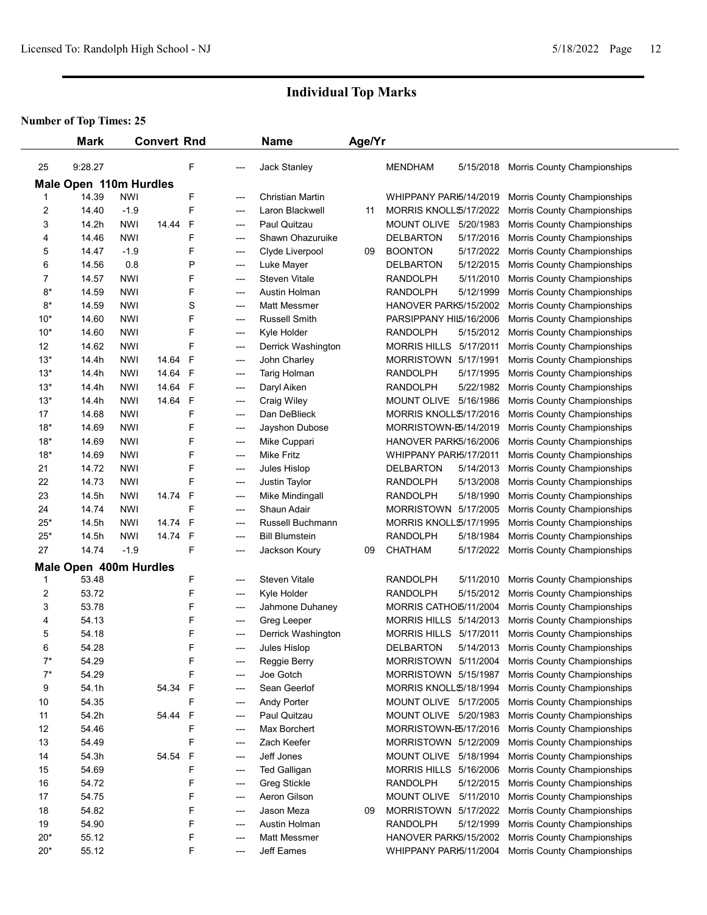# Individual Top Marks

**Number of Top Times: 25**

| | Mark | | Convert | Rnd | | Name | Age/Yr | | | |
|---|---|---|---|---|---|---|---|---|---|---|
| 25 | 9:28.27 | | | F | --- | Jack Stanley | | MENDHAM | 5/15/2018 | Morris County Championships |

**Male Open 110m Hurdles**

| | Mark | | Convert | Rnd | | Name | Age/Yr | | | |
|---|---|---|---|---|---|---|---|---|---|---|
| 1 | 14.39 | NWI | | F | --- | Christian Martin | | WHIPPANY PARK | 5/14/2019 | Morris County Championships |
| 2 | 14.40 | -1.9 | | F | --- | Laron Blackwell | 11 | MORRIS KNOLLS | 5/17/2022 | Morris County Championships |
| 3 | 14.2h | NWI | 14.44 | F | --- | Paul Quitzau | | MOUNT OLIVE | 5/20/1983 | Morris County Championships |
| 4 | 14.46 | NWI | | F | --- | Shawn Ohazuruike | | DELBARTON | 5/17/2016 | Morris County Championships |
| 5 | 14.47 | -1.9 | | F | --- | Clyde Liverpool | 09 | BOONTON | 5/17/2022 | Morris County Championships |
| 6 | 14.56 | 0.8 | | P | --- | Luke Mayer | | DELBARTON | 5/12/2015 | Morris County Championships |
| 7 | 14.57 | NWI | | F | --- | Steven Vitale | | RANDOLPH | 5/11/2010 | Morris County Championships |
| 8* | 14.59 | NWI | | F | --- | Austin Holman | | RANDOLPH | 5/12/1999 | Morris County Championships |
| 8* | 14.59 | NWI | | S | --- | Matt Messmer | | HANOVER PARK | 5/15/2002 | Morris County Championships |
| 10* | 14.60 | NWI | | F | --- | Russell Smith | | PARSIPPANY HILLS | 5/16/2006 | Morris County Championships |
| 10* | 14.60 | NWI | | F | --- | Kyle Holder | | RANDOLPH | 5/15/2012 | Morris County Championships |
| 12 | 14.62 | NWI | | F | --- | Derrick Washington | | MORRIS HILLS | 5/17/2011 | Morris County Championships |
| 13* | 14.4h | NWI | 14.64 | F | --- | John Charley | | MORRISTOWN | 5/17/1991 | Morris County Championships |
| 13* | 14.4h | NWI | 14.64 | F | --- | Tarig Holman | | RANDOLPH | 5/17/1995 | Morris County Championships |
| 13* | 14.4h | NWI | 14.64 | F | --- | Daryl Aiken | | RANDOLPH | 5/22/1982 | Morris County Championships |
| 13* | 14.4h | NWI | 14.64 | F | --- | Craig Wiley | | MOUNT OLIVE | 5/16/1986 | Morris County Championships |
| 17 | 14.68 | NWI | | F | --- | Dan DeBlieck | | MORRIS KNOLLS | 5/17/2016 | Morris County Championships |
| 18* | 14.69 | NWI | | F | --- | Jayshon Dubose | | MORRISTOWN-B | 5/14/2019 | Morris County Championships |
| 18* | 14.69 | NWI | | F | --- | Mike Cuppari | | HANOVER PARK | 5/16/2006 | Morris County Championships |
| 18* | 14.69 | NWI | | F | --- | Mike Fritz | | WHIPPANY PARK | 5/17/2011 | Morris County Championships |
| 21 | 14.72 | NWI | | F | --- | Jules Hislop | | DELBARTON | 5/14/2013 | Morris County Championships |
| 22 | 14.73 | NWI | | F | --- | Justin Taylor | | RANDOLPH | 5/13/2008 | Morris County Championships |
| 23 | 14.5h | NWI | 14.74 | F | --- | Mike Mindingall | | RANDOLPH | 5/18/1990 | Morris County Championships |
| 24 | 14.74 | NWI | | F | --- | Shaun Adair | | MORRISTOWN | 5/17/2005 | Morris County Championships |
| 25* | 14.5h | NWI | 14.74 | F | --- | Russell Buchmann | | MORRIS KNOLLS | 5/17/1995 | Morris County Championships |
| 25* | 14.5h | NWI | 14.74 | F | --- | Bill Blumstein | | RANDOLPH | 5/18/1984 | Morris County Championships |
| 27 | 14.74 | -1.9 | | F | --- | Jackson Koury | 09 | CHATHAM | 5/17/2022 | Morris County Championships |

**Male Open 400m Hurdles**

| | Mark | | Convert | Rnd | | Name | Age/Yr | | | |
|---|---|---|---|---|---|---|---|---|---|---|
| 1 | 53.48 | | | F | --- | Steven Vitale | | RANDOLPH | 5/11/2010 | Morris County Championships |
| 2 | 53.72 | | | F | --- | Kyle Holder | | RANDOLPH | 5/15/2012 | Morris County Championships |
| 3 | 53.78 | | | F | --- | Jahmone Duhaney | | MORRIS CATHOLIC | 5/11/2004 | Morris County Championships |
| 4 | 54.13 | | | F | --- | Greg Leeper | | MORRIS HILLS | 5/14/2013 | Morris County Championships |
| 5 | 54.18 | | | F | --- | Derrick Washington | | MORRIS HILLS | 5/17/2011 | Morris County Championships |
| 6 | 54.28 | | | F | --- | Jules Hislop | | DELBARTON | 5/14/2013 | Morris County Championships |
| 7* | 54.29 | | | F | --- | Reggie Berry | | MORRISTOWN | 5/11/2004 | Morris County Championships |
| 7* | 54.29 | | | F | --- | Joe Gotch | | MORRISTOWN | 5/15/1987 | Morris County Championships |
| 9 | 54.1h | | 54.34 | F | --- | Sean Geerlof | | MORRIS KNOLLS | 5/18/1994 | Morris County Championships |
| 10 | 54.35 | | | F | --- | Andy Porter | | MOUNT OLIVE | 5/17/2005 | Morris County Championships |
| 11 | 54.2h | | 54.44 | F | --- | Paul Quitzau | | MOUNT OLIVE | 5/20/1983 | Morris County Championships |
| 12 | 54.46 | | | F | --- | Max Borchert | | MORRISTOWN-B | 5/17/2016 | Morris County Championships |
| 13 | 54.49 | | | F | --- | Zach Keefer | | MORRISTOWN | 5/12/2009 | Morris County Championships |
| 14 | 54.3h | | 54.54 | F | --- | Jeff Jones | | MOUNT OLIVE | 5/18/1994 | Morris County Championships |
| 15 | 54.69 | | | F | --- | Ted Galligan | | MORRIS HILLS | 5/16/2006 | Morris County Championships |
| 16 | 54.72 | | | F | --- | Greg Stickle | | RANDOLPH | 5/12/2015 | Morris County Championships |
| 17 | 54.75 | | | F | --- | Aeron Gilson | | MOUNT OLIVE | 5/11/2010 | Morris County Championships |
| 18 | 54.82 | | | F | --- | Jason Meza | 09 | MORRISTOWN | 5/17/2022 | Morris County Championships |
| 19 | 54.90 | | | F | --- | Austin Holman | | RANDOLPH | 5/12/1999 | Morris County Championships |
| 20* | 55.12 | | | F | --- | Matt Messmer | | HANOVER PARK | 5/15/2002 | Morris County Championships |
| 20* | 55.12 | | | F | --- | Jeff Eames | | WHIPPANY PARK | 5/11/2004 | Morris County Championships |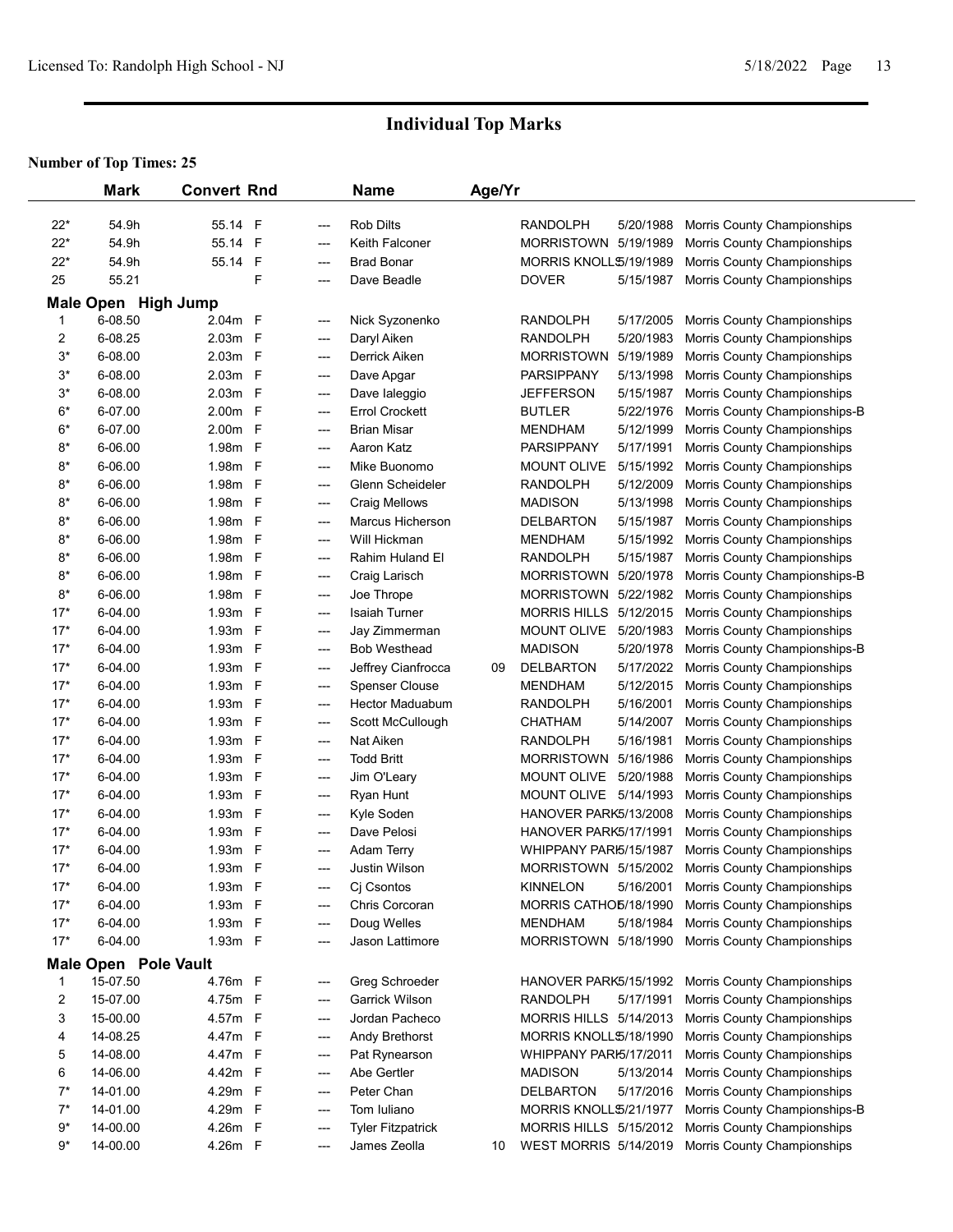# Individual Top Marks

**Number of Top Times: 25**

| | Mark | Convert | Rnd | | Name | Age/Yr | | | |
|---|---|---|---|---|---|---|---|---|---|
| 22* | 54.9h | 55.14 | F | --- | Rob Dilts | | RANDOLPH | 5/20/1988 | Morris County Championships |
| 22* | 54.9h | 55.14 | F | --- | Keith Falconer | | MORRISTOWN | 5/19/1989 | Morris County Championships |
| 22* | 54.9h | 55.14 | F | --- | Brad Bonar | | MORRIS KNOLLS | 5/19/1989 | Morris County Championships |
| 25 | 55.21 | | F | --- | Dave Beadle | | DOVER | 5/15/1987 | Morris County Championships |
| **Male Open High Jump** | | | | | | | | | |
| 1 | 6-08.50 | 2.04m | F | --- | Nick Syzonenko | | RANDOLPH | 5/17/2005 | Morris County Championships |
| 2 | 6-08.25 | 2.03m | F | --- | Daryl Aiken | | RANDOLPH | 5/20/1983 | Morris County Championships |
| 3* | 6-08.00 | 2.03m | F | --- | Derrick Aiken | | MORRISTOWN | 5/19/1989 | Morris County Championships |
| 3* | 6-08.00 | 2.03m | F | --- | Dave Apgar | | PARSIPPANY | 5/13/1998 | Morris County Championships |
| 3* | 6-08.00 | 2.03m | F | --- | Dave Ialeggio | | JEFFERSON | 5/15/1987 | Morris County Championships |
| 6* | 6-07.00 | 2.00m | F | --- | Errol Crockett | | BUTLER | 5/22/1976 | Morris County Championships-B |
| 6* | 6-07.00 | 2.00m | F | --- | Brian Misar | | MENDHAM | 5/12/1999 | Morris County Championships |
| 8* | 6-06.00 | 1.98m | F | --- | Aaron Katz | | PARSIPPANY | 5/17/1991 | Morris County Championships |
| 8* | 6-06.00 | 1.98m | F | --- | Mike Buonomo | | MOUNT OLIVE | 5/15/1992 | Morris County Championships |
| 8* | 6-06.00 | 1.98m | F | --- | Glenn Scheideler | | RANDOLPH | 5/12/2009 | Morris County Championships |
| 8* | 6-06.00 | 1.98m | F | --- | Craig Mellows | | MADISON | 5/13/1998 | Morris County Championships |
| 8* | 6-06.00 | 1.98m | F | --- | Marcus Hicherson | | DELBARTON | 5/15/1987 | Morris County Championships |
| 8* | 6-06.00 | 1.98m | F | --- | Will Hickman | | MENDHAM | 5/15/1992 | Morris County Championships |
| 8* | 6-06.00 | 1.98m | F | --- | Rahim Huland El | | RANDOLPH | 5/15/1987 | Morris County Championships |
| 8* | 6-06.00 | 1.98m | F | --- | Craig Larisch | | MORRISTOWN | 5/20/1978 | Morris County Championships-B |
| 8* | 6-06.00 | 1.98m | F | --- | Joe Thrope | | MORRISTOWN | 5/22/1982 | Morris County Championships |
| 17* | 6-04.00 | 1.93m | F | --- | Isaiah Turner | | MORRIS HILLS | 5/12/2015 | Morris County Championships |
| 17* | 6-04.00 | 1.93m | F | --- | Jay Zimmerman | | MOUNT OLIVE | 5/20/1983 | Morris County Championships |
| 17* | 6-04.00 | 1.93m | F | --- | Bob Westhead | | MADISON | 5/20/1978 | Morris County Championships-B |
| 17* | 6-04.00 | 1.93m | F | --- | Jeffrey Cianfrocca | 09 | DELBARTON | 5/17/2022 | Morris County Championships |
| 17* | 6-04.00 | 1.93m | F | --- | Spenser Clouse | | MENDHAM | 5/12/2015 | Morris County Championships |
| 17* | 6-04.00 | 1.93m | F | --- | Hector Maduabum | | RANDOLPH | 5/16/2001 | Morris County Championships |
| 17* | 6-04.00 | 1.93m | F | --- | Scott McCullough | | CHATHAM | 5/14/2007 | Morris County Championships |
| 17* | 6-04.00 | 1.93m | F | --- | Nat Aiken | | RANDOLPH | 5/16/1981 | Morris County Championships |
| 17* | 6-04.00 | 1.93m | F | --- | Todd Britt | | MORRISTOWN | 5/16/1986 | Morris County Championships |
| 17* | 6-04.00 | 1.93m | F | --- | Jim O'Leary | | MOUNT OLIVE | 5/20/1988 | Morris County Championships |
| 17* | 6-04.00 | 1.93m | F | --- | Ryan Hunt | | MOUNT OLIVE | 5/14/1993 | Morris County Championships |
| 17* | 6-04.00 | 1.93m | F | --- | Kyle Soden | | HANOVER PARK | 5/13/2008 | Morris County Championships |
| 17* | 6-04.00 | 1.93m | F | --- | Dave Pelosi | | HANOVER PARK | 5/17/1991 | Morris County Championships |
| 17* | 6-04.00 | 1.93m | F | --- | Adam Terry | | WHIPPANY PARK | 5/15/1987 | Morris County Championships |
| 17* | 6-04.00 | 1.93m | F | --- | Justin Wilson | | MORRISTOWN | 5/15/2002 | Morris County Championships |
| 17* | 6-04.00 | 1.93m | F | --- | Cj Csontos | | KINNELON | 5/16/2001 | Morris County Championships |
| 17* | 6-04.00 | 1.93m | F | --- | Chris Corcoran | | MORRIS CATHOLIC | 5/18/1990 | Morris County Championships |
| 17* | 6-04.00 | 1.93m | F | --- | Doug Welles | | MENDHAM | 5/18/1984 | Morris County Championships |
| 17* | 6-04.00 | 1.93m | F | --- | Jason Lattimore | | MORRISTOWN | 5/18/1990 | Morris County Championships |
| **Male Open Pole Vault** | | | | | | | | | |
| 1 | 15-07.50 | 4.76m | F | --- | Greg Schroeder | | HANOVER PARK | 5/15/1992 | Morris County Championships |
| 2 | 15-07.00 | 4.75m | F | --- | Garrick Wilson | | RANDOLPH | 5/17/1991 | Morris County Championships |
| 3 | 15-00.00 | 4.57m | F | --- | Jordan Pacheco | | MORRIS HILLS | 5/14/2013 | Morris County Championships |
| 4 | 14-08.25 | 4.47m | F | --- | Andy Brethorst | | MORRIS KNOLLS | 5/18/1990 | Morris County Championships |
| 5 | 14-08.00 | 4.47m | F | --- | Pat Rynearson | | WHIPPANY PARK | 5/17/2011 | Morris County Championships |
| 6 | 14-06.00 | 4.42m | F | --- | Abe Gertler | | MADISON | 5/13/2014 | Morris County Championships |
| 7* | 14-01.00 | 4.29m | F | --- | Peter Chan | | DELBARTON | 5/17/2016 | Morris County Championships |
| 7* | 14-01.00 | 4.29m | F | --- | Tom Iuliano | | MORRIS KNOLLS | 5/21/1977 | Morris County Championships-B |
| 9* | 14-00.00 | 4.26m | F | --- | Tyler Fitzpatrick | | MORRIS HILLS | 5/15/2012 | Morris County Championships |
| 9* | 14-00.00 | 4.26m | F | --- | James Zeolla | 10 | WEST MORRIS | 5/14/2019 | Morris County Championships |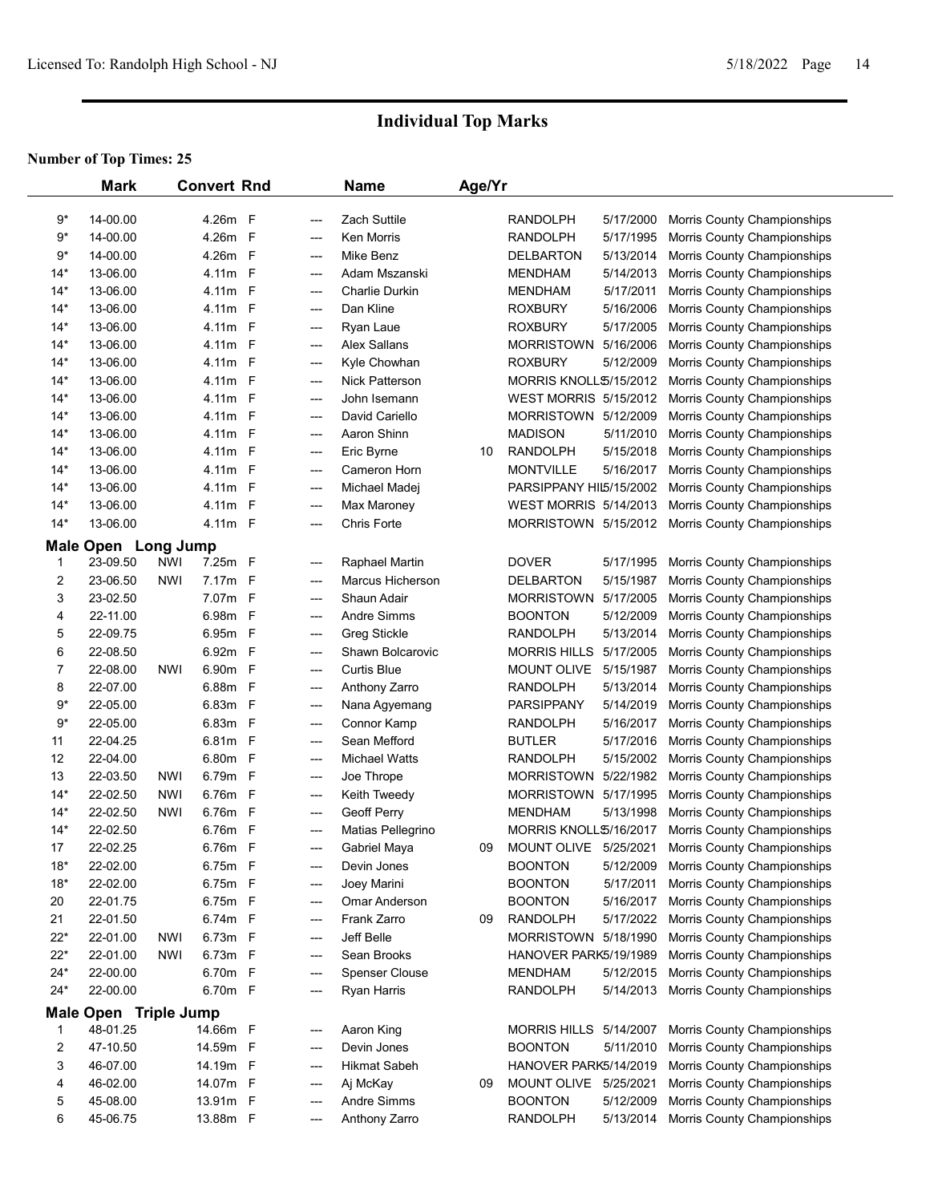# Individual Top Marks

**Number of Top Times: 25**

| | Mark | | Convert | Rnd | | Name | Age/Yr | School | Date | Meet |
|---|---|---|---|---|---|---|---|---|---|---|
| 9* | 14-00.00 | | 4.26m | F | --- | Zach Suttile | | RANDOLPH | 5/17/2000 | Morris County Championships |
| 9* | 14-00.00 | | 4.26m | F | --- | Ken Morris | | RANDOLPH | 5/17/1995 | Morris County Championships |
| 9* | 14-00.00 | | 4.26m | F | --- | Mike Benz | | DELBARTON | 5/13/2014 | Morris County Championships |
| 14* | 13-06.00 | | 4.11m | F | --- | Adam Mszanski | | MENDHAM | 5/14/2013 | Morris County Championships |
| 14* | 13-06.00 | | 4.11m | F | --- | Charlie Durkin | | MENDHAM | 5/17/2011 | Morris County Championships |
| 14* | 13-06.00 | | 4.11m | F | --- | Dan Kline | | ROXBURY | 5/16/2006 | Morris County Championships |
| 14* | 13-06.00 | | 4.11m | F | --- | Ryan Laue | | ROXBURY | 5/17/2005 | Morris County Championships |
| 14* | 13-06.00 | | 4.11m | F | --- | Alex Sallans | | MORRISTOWN | 5/16/2006 | Morris County Championships |
| 14* | 13-06.00 | | 4.11m | F | --- | Kyle Chowhan | | ROXBURY | 5/12/2009 | Morris County Championships |
| 14* | 13-06.00 | | 4.11m | F | --- | Nick Patterson | | MORRIS KNOLLS | 5/15/2012 | Morris County Championships |
| 14* | 13-06.00 | | 4.11m | F | --- | John Isemann | | WEST MORRIS | 5/15/2012 | Morris County Championships |
| 14* | 13-06.00 | | 4.11m | F | --- | David Cariello | | MORRISTOWN | 5/12/2009 | Morris County Championships |
| 14* | 13-06.00 | | 4.11m | F | --- | Aaron Shinn | | MADISON | 5/11/2010 | Morris County Championships |
| 14* | 13-06.00 | | 4.11m | F | --- | Eric Byrne | 10 | RANDOLPH | 5/15/2018 | Morris County Championships |
| 14* | 13-06.00 | | 4.11m | F | --- | Cameron Horn | | MONTVILLE | 5/16/2017 | Morris County Championships |
| 14* | 13-06.00 | | 4.11m | F | --- | Michael Madej | | PARSIPPANY HIL | 5/15/2002 | Morris County Championships |
| 14* | 13-06.00 | | 4.11m | F | --- | Max Maroney | | WEST MORRIS | 5/14/2013 | Morris County Championships |
| 14* | 13-06.00 | | 4.11m | F | --- | Chris Forte | | MORRISTOWN | 5/15/2012 | Morris County Championships |
| **Male Open Long Jump** | | | | | | | | | | |
| 1 | 23-09.50 | NWI | 7.25m | F | --- | Raphael Martin | | DOVER | 5/17/1995 | Morris County Championships |
| 2 | 23-06.50 | NWI | 7.17m | F | --- | Marcus Hicherson | | DELBARTON | 5/15/1987 | Morris County Championships |
| 3 | 23-02.50 | | 7.07m | F | --- | Shaun Adair | | MORRISTOWN | 5/17/2005 | Morris County Championships |
| 4 | 22-11.00 | | 6.98m | F | --- | Andre Simms | | BOONTON | 5/12/2009 | Morris County Championships |
| 5 | 22-09.75 | | 6.95m | F | --- | Greg Stickle | | RANDOLPH | 5/13/2014 | Morris County Championships |
| 6 | 22-08.50 | | 6.92m | F | --- | Shawn Bolcarovic | | MORRIS HILLS | 5/17/2005 | Morris County Championships |
| 7 | 22-08.00 | NWI | 6.90m | F | --- | Curtis Blue | | MOUNT OLIVE | 5/15/1987 | Morris County Championships |
| 8 | 22-07.00 | | 6.88m | F | --- | Anthony Zarro | | RANDOLPH | 5/13/2014 | Morris County Championships |
| 9* | 22-05.00 | | 6.83m | F | --- | Nana Agyemang | | PARSIPPANY | 5/14/2019 | Morris County Championships |
| 9* | 22-05.00 | | 6.83m | F | --- | Connor Kamp | | RANDOLPH | 5/16/2017 | Morris County Championships |
| 11 | 22-04.25 | | 6.81m | F | --- | Sean Mefford | | BUTLER | 5/17/2016 | Morris County Championships |
| 12 | 22-04.00 | | 6.80m | F | --- | Michael Watts | | RANDOLPH | 5/15/2002 | Morris County Championships |
| 13 | 22-03.50 | NWI | 6.79m | F | --- | Joe Thrope | | MORRISTOWN | 5/22/1982 | Morris County Championships |
| 14* | 22-02.50 | NWI | 6.76m | F | --- | Keith Tweedy | | MORRISTOWN | 5/17/1995 | Morris County Championships |
| 14* | 22-02.50 | NWI | 6.76m | F | --- | Geoff Perry | | MENDHAM | 5/13/1998 | Morris County Championships |
| 14* | 22-02.50 | | 6.76m | F | --- | Matias Pellegrino | | MORRIS KNOLLS | 5/16/2017 | Morris County Championships |
| 17 | 22-02.25 | | 6.76m | F | --- | Gabriel Maya | 09 | MOUNT OLIVE | 5/25/2021 | Morris County Championships |
| 18* | 22-02.00 | | 6.75m | F | --- | Devin Jones | | BOONTON | 5/12/2009 | Morris County Championships |
| 18* | 22-02.00 | | 6.75m | F | --- | Joey Marini | | BOONTON | 5/17/2011 | Morris County Championships |
| 20 | 22-01.75 | | 6.75m | F | --- | Omar Anderson | | BOONTON | 5/16/2017 | Morris County Championships |
| 21 | 22-01.50 | | 6.74m | F | --- | Frank Zarro | 09 | RANDOLPH | 5/17/2022 | Morris County Championships |
| 22* | 22-01.00 | NWI | 6.73m | F | --- | Jeff Belle | | MORRISTOWN | 5/18/1990 | Morris County Championships |
| 22* | 22-01.00 | NWI | 6.73m | F | --- | Sean Brooks | | HANOVER PARK | 5/19/1989 | Morris County Championships |
| 24* | 22-00.00 | | 6.70m | F | --- | Spenser Clouse | | MENDHAM | 5/12/2015 | Morris County Championships |
| 24* | 22-00.00 | | 6.70m | F | --- | Ryan Harris | | RANDOLPH | 5/14/2013 | Morris County Championships |
| **Male Open Triple Jump** | | | | | | | | | | |
| 1 | 48-01.25 | | 14.66m | F | --- | Aaron King | | MORRIS HILLS | 5/14/2007 | Morris County Championships |
| 2 | 47-10.50 | | 14.59m | F | --- | Devin Jones | | BOONTON | 5/11/2010 | Morris County Championships |
| 3 | 46-07.00 | | 14.19m | F | --- | Hikmat Sabeh | | HANOVER PARK | 5/14/2019 | Morris County Championships |
| 4 | 46-02.00 | | 14.07m | F | --- | Aj McKay | 09 | MOUNT OLIVE | 5/25/2021 | Morris County Championships |
| 5 | 45-08.00 | | 13.91m | F | --- | Andre Simms | | BOONTON | 5/12/2009 | Morris County Championships |
| 6 | 45-06.75 | | 13.88m | F | --- | Anthony Zarro | | RANDOLPH | 5/13/2014 | Morris County Championships |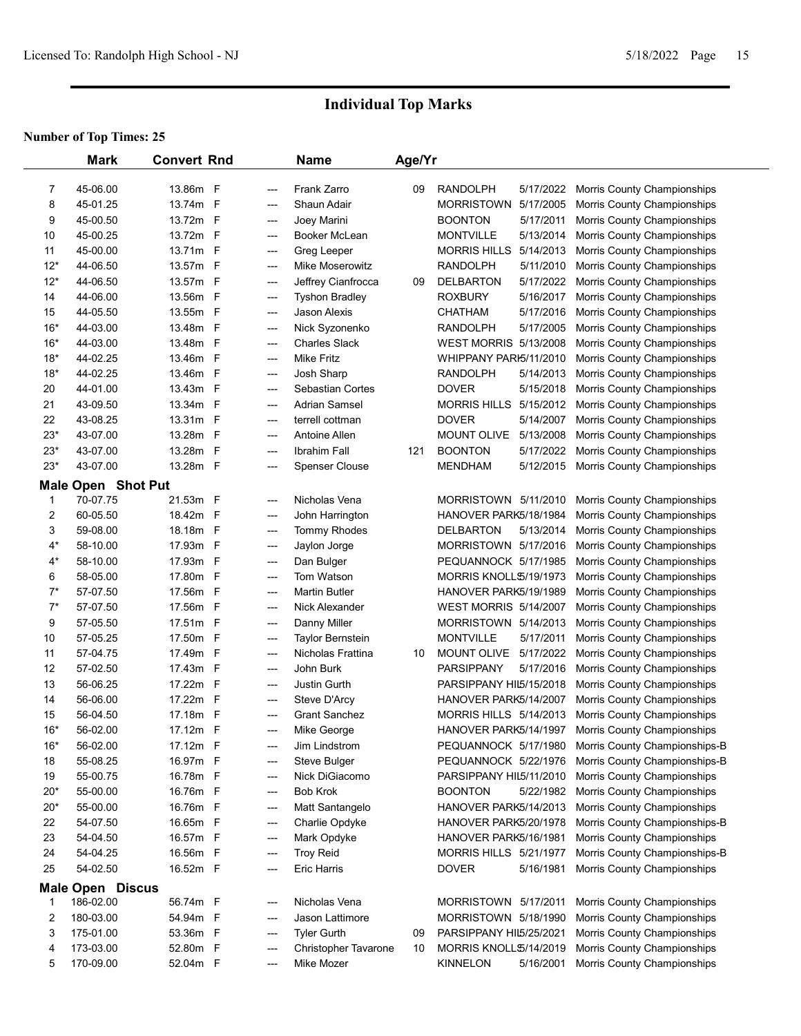# Individual Top Marks

**Number of Top Times: 25**

| | Mark | Convert | Rnd | | Name | Age/Yr | | | |
|---|---|---|---|---|---|---|---|---|---|
| 7 | 45-06.00 | 13.86m | F | --- | Frank Zarro | 09 | RANDOLPH | 5/17/2022 | Morris County Championships |
| 8 | 45-01.25 | 13.74m | F | --- | Shaun Adair | | MORRISTOWN | 5/17/2005 | Morris County Championships |
| 9 | 45-00.50 | 13.72m | F | --- | Joey Marini | | BOONTON | 5/17/2011 | Morris County Championships |
| 10 | 45-00.25 | 13.72m | F | --- | Booker McLean | | MONTVILLE | 5/13/2014 | Morris County Championships |
| 11 | 45-00.00 | 13.71m | F | --- | Greg Leeper | | MORRIS HILLS | 5/14/2013 | Morris County Championships |
| 12* | 44-06.50 | 13.57m | F | --- | Mike Moserowitz | | RANDOLPH | 5/11/2010 | Morris County Championships |
| 12* | 44-06.50 | 13.57m | F | --- | Jeffrey Cianfrocca | 09 | DELBARTON | 5/17/2022 | Morris County Championships |
| 14 | 44-06.00 | 13.56m | F | --- | Tyshon Bradley | | ROXBURY | 5/16/2017 | Morris County Championships |
| 15 | 44-05.50 | 13.55m | F | --- | Jason Alexis | | CHATHAM | 5/17/2016 | Morris County Championships |
| 16* | 44-03.00 | 13.48m | F | --- | Nick Syzonenko | | RANDOLPH | 5/17/2005 | Morris County Championships |
| 16* | 44-03.00 | 13.48m | F | --- | Charles Slack | | WEST MORRIS | 5/13/2008 | Morris County Championships |
| 18* | 44-02.25 | 13.46m | F | --- | Mike Fritz | | WHIPPANY PARK | 5/11/2010 | Morris County Championships |
| 18* | 44-02.25 | 13.46m | F | --- | Josh Sharp | | RANDOLPH | 5/14/2013 | Morris County Championships |
| 20 | 44-01.00 | 13.43m | F | --- | Sebastian Cortes | | DOVER | 5/15/2018 | Morris County Championships |
| 21 | 43-09.50 | 13.34m | F | --- | Adrian Samsel | | MORRIS HILLS | 5/15/2012 | Morris County Championships |
| 22 | 43-08.25 | 13.31m | F | --- | terrell cottman | | DOVER | 5/14/2007 | Morris County Championships |
| 23* | 43-07.00 | 13.28m | F | --- | Antoine Allen | | MOUNT OLIVE | 5/13/2008 | Morris County Championships |
| 23* | 43-07.00 | 13.28m | F | --- | Ibrahim Fall | 121 | BOONTON | 5/17/2022 | Morris County Championships |
| 23* | 43-07.00 | 13.28m | F | --- | Spenser Clouse | | MENDHAM | 5/12/2015 | Morris County Championships |

## Male Open Shot Put

| | Mark | Convert | Rnd | | Name | Age/Yr | | | |
|---|---|---|---|---|---|---|---|---|---|
| 1 | 70-07.75 | 21.53m | F | --- | Nicholas Vena | | MORRISTOWN | 5/11/2010 | Morris County Championships |
| 2 | 60-05.50 | 18.42m | F | --- | John Harrington | | HANOVER PARK | 5/18/1984 | Morris County Championships |
| 3 | 59-08.00 | 18.18m | F | --- | Tommy Rhodes | | DELBARTON | 5/13/2014 | Morris County Championships |
| 4* | 58-10.00 | 17.93m | F | --- | Jaylon Jorge | | MORRISTOWN | 5/17/2016 | Morris County Championships |
| 4* | 58-10.00 | 17.93m | F | --- | Dan Bulger | | PEQUANNOCK | 5/17/1985 | Morris County Championships |
| 6 | 58-05.00 | 17.80m | F | --- | Tom Watson | | MORRIS KNOLLS | 5/19/1973 | Morris County Championships |
| 7* | 57-07.50 | 17.56m | F | --- | Martin Butler | | HANOVER PARK | 5/19/1989 | Morris County Championships |
| 7* | 57-07.50 | 17.56m | F | --- | Nick Alexander | | WEST MORRIS | 5/14/2007 | Morris County Championships |
| 9 | 57-05.50 | 17.51m | F | --- | Danny Miller | | MORRISTOWN | 5/14/2013 | Morris County Championships |
| 10 | 57-05.25 | 17.50m | F | --- | Taylor Bernstein | | MONTVILLE | 5/17/2011 | Morris County Championships |
| 11 | 57-04.75 | 17.49m | F | --- | Nicholas Frattina | 10 | MOUNT OLIVE | 5/17/2022 | Morris County Championships |
| 12 | 57-02.50 | 17.43m | F | --- | John Burk | | PARSIPPANY | 5/17/2016 | Morris County Championships |
| 13 | 56-06.25 | 17.22m | F | --- | Justin Gurth | | PARSIPPANY HILLS | 5/15/2018 | Morris County Championships |
| 14 | 56-06.00 | 17.22m | F | --- | Steve D'Arcy | | HANOVER PARK | 5/14/2007 | Morris County Championships |
| 15 | 56-04.50 | 17.18m | F | --- | Grant Sanchez | | MORRIS HILLS | 5/14/2013 | Morris County Championships |
| 16* | 56-02.00 | 17.12m | F | --- | Mike George | | HANOVER PARK | 5/14/1997 | Morris County Championships |
| 16* | 56-02.00 | 17.12m | F | --- | Jim Lindstrom | | PEQUANNOCK | 5/17/1980 | Morris County Championships-B |
| 18 | 55-08.25 | 16.97m | F | --- | Steve Bulger | | PEQUANNOCK | 5/22/1976 | Morris County Championships-B |
| 19 | 55-00.75 | 16.78m | F | --- | Nick DiGiacomo | | PARSIPPANY HILLS | 5/11/2010 | Morris County Championships |
| 20* | 55-00.00 | 16.76m | F | --- | Bob Krok | | BOONTON | 5/22/1982 | Morris County Championships |
| 20* | 55-00.00 | 16.76m | F | --- | Matt Santangelo | | HANOVER PARK | 5/14/2013 | Morris County Championships |
| 22 | 54-07.50 | 16.65m | F | --- | Charlie Opdyke | | HANOVER PARK | 5/20/1978 | Morris County Championships-B |
| 23 | 54-04.50 | 16.57m | F | --- | Mark Opdyke | | HANOVER PARK | 5/16/1981 | Morris County Championships |
| 24 | 54-04.25 | 16.56m | F | --- | Troy Reid | | MORRIS HILLS | 5/21/1977 | Morris County Championships-B |
| 25 | 54-02.50 | 16.52m | F | --- | Eric Harris | | DOVER | 5/16/1981 | Morris County Championships |

## Male Open Discus

| | Mark | Convert | Rnd | | Name | Age/Yr | | | |
|---|---|---|---|---|---|---|---|---|---|
| 1 | 186-02.00 | 56.74m | F | --- | Nicholas Vena | | MORRISTOWN | 5/17/2011 | Morris County Championships |
| 2 | 180-03.00 | 54.94m | F | --- | Jason Lattimore | | MORRISTOWN | 5/18/1990 | Morris County Championships |
| 3 | 175-01.00 | 53.36m | F | --- | Tyler Gurth | 09 | PARSIPPANY HILLS | 5/25/2021 | Morris County Championships |
| 4 | 173-03.00 | 52.80m | F | --- | Christopher Tavarone | 10 | MORRIS KNOLLS | 5/14/2019 | Morris County Championships |
| 5 | 170-09.00 | 52.04m | F | --- | Mike Mozer | | KINNELON | 5/16/2001 | Morris County Championships |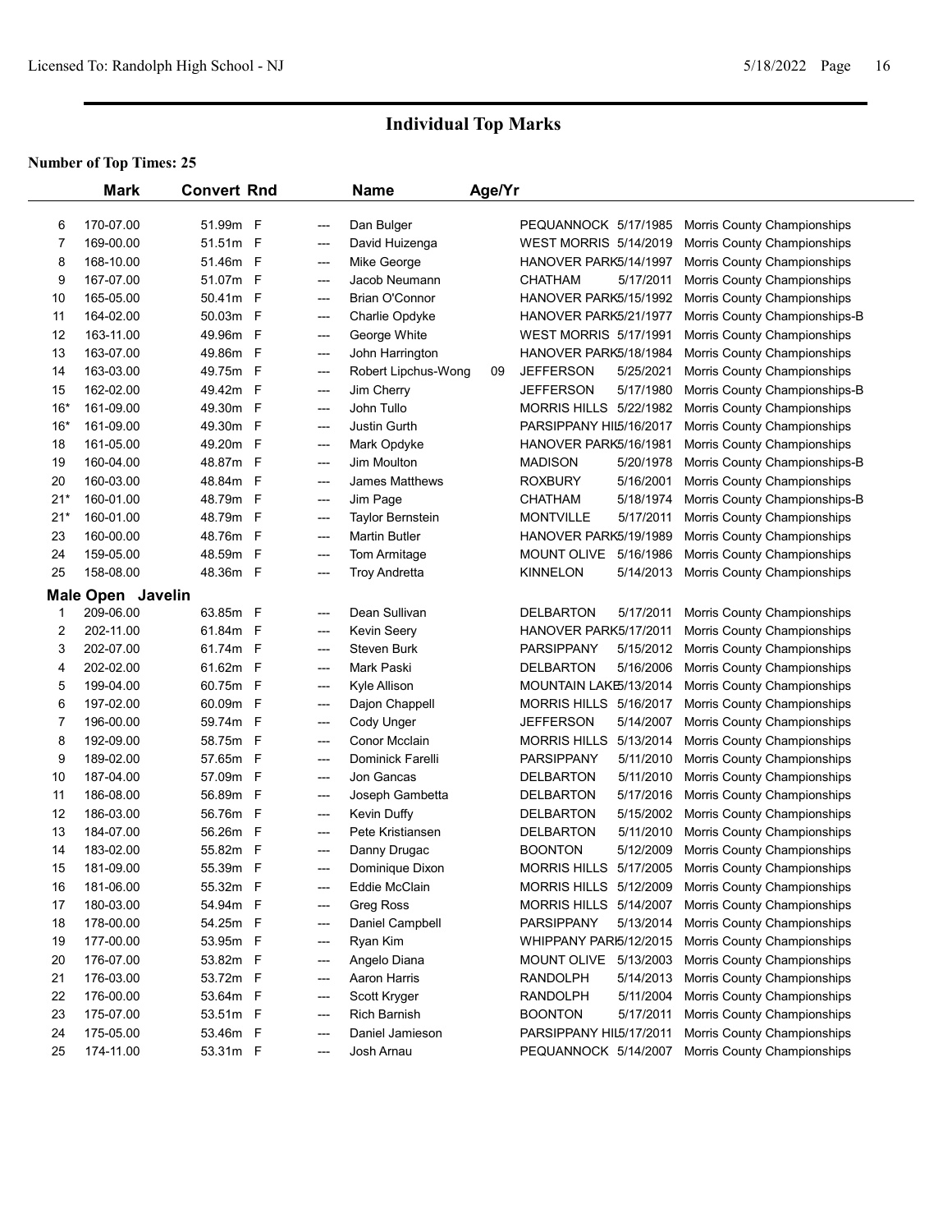## Individual Top Marks

**Number of Top Times: 25**

| | Mark | Convert | Rnd | | Name | Age/Yr | | | |
|---|---|---|---|---|---|---|---|---|---|
| 6 | 170-07.00 | 51.99m | F | --- | Dan Bulger | | PEQUANNOCK | 5/17/1985 | Morris County Championships |
| 7 | 169-00.00 | 51.51m | F | --- | David Huizenga | | WEST MORRIS | 5/14/2019 | Morris County Championships |
| 8 | 168-10.00 | 51.46m | F | --- | Mike George | | HANOVER PARK | 5/14/1997 | Morris County Championships |
| 9 | 167-07.00 | 51.07m | F | --- | Jacob Neumann | | CHATHAM | 5/17/2011 | Morris County Championships |
| 10 | 165-05.00 | 50.41m | F | --- | Brian O'Connor | | HANOVER PARK | 5/15/1992 | Morris County Championships |
| 11 | 164-02.00 | 50.03m | F | --- | Charlie Opdyke | | HANOVER PARK | 5/21/1977 | Morris County Championships-B |
| 12 | 163-11.00 | 49.96m | F | --- | George White | | WEST MORRIS | 5/17/1991 | Morris County Championships |
| 13 | 163-07.00 | 49.86m | F | --- | John Harrington | | HANOVER PARK | 5/18/1984 | Morris County Championships |
| 14 | 163-03.00 | 49.75m | F | --- | Robert Lipchus-Wong | 09 | JEFFERSON | 5/25/2021 | Morris County Championships |
| 15 | 162-02.00 | 49.42m | F | --- | Jim Cherry | | JEFFERSON | 5/17/1980 | Morris County Championships-B |
| 16* | 161-09.00 | 49.30m | F | --- | John Tullo | | MORRIS HILLS | 5/22/1982 | Morris County Championships |
| 16* | 161-09.00 | 49.30m | F | --- | Justin Gurth | | PARSIPPANY HIL | 5/16/2017 | Morris County Championships |
| 18 | 161-05.00 | 49.20m | F | --- | Mark Opdyke | | HANOVER PARK | 5/16/1981 | Morris County Championships |
| 19 | 160-04.00 | 48.87m | F | --- | Jim Moulton | | MADISON | 5/20/1978 | Morris County Championships-B |
| 20 | 160-03.00 | 48.84m | F | --- | James Matthews | | ROXBURY | 5/16/2001 | Morris County Championships |
| 21* | 160-01.00 | 48.79m | F | --- | Jim Page | | CHATHAM | 5/18/1974 | Morris County Championships-B |
| 21* | 160-01.00 | 48.79m | F | --- | Taylor Bernstein | | MONTVILLE | 5/17/2011 | Morris County Championships |
| 23 | 160-00.00 | 48.76m | F | --- | Martin Butler | | HANOVER PARK | 5/19/1989 | Morris County Championships |
| 24 | 159-05.00 | 48.59m | F | --- | Tom Armitage | | MOUNT OLIVE | 5/16/1986 | Morris County Championships |
| 25 | 158-08.00 | 48.36m | F | --- | Troy Andretta | | KINNELON | 5/14/2013 | Morris County Championships |

### Male Open Javelin

| | Mark | Convert | Rnd | | Name | Age/Yr | | | |
|---|---|---|---|---|---|---|---|---|---|
| 1 | 209-06.00 | 63.85m | F | --- | Dean Sullivan | | DELBARTON | 5/17/2011 | Morris County Championships |
| 2 | 202-11.00 | 61.84m | F | --- | Kevin Seery | | HANOVER PARK | 5/17/2011 | Morris County Championships |
| 3 | 202-07.00 | 61.74m | F | --- | Steven Burk | | PARSIPPANY | 5/15/2012 | Morris County Championships |
| 4 | 202-02.00 | 61.62m | F | --- | Mark Paski | | DELBARTON | 5/16/2006 | Morris County Championships |
| 5 | 199-04.00 | 60.75m | F | --- | Kyle Allison | | MOUNTAIN LAKE | 5/13/2014 | Morris County Championships |
| 6 | 197-02.00 | 60.09m | F | --- | Dajon Chappell | | MORRIS HILLS | 5/16/2017 | Morris County Championships |
| 7 | 196-00.00 | 59.74m | F | --- | Cody Unger | | JEFFERSON | 5/14/2007 | Morris County Championships |
| 8 | 192-09.00 | 58.75m | F | --- | Conor Mcclain | | MORRIS HILLS | 5/13/2014 | Morris County Championships |
| 9 | 189-02.00 | 57.65m | F | --- | Dominick Farelli | | PARSIPPANY | 5/11/2010 | Morris County Championships |
| 10 | 187-04.00 | 57.09m | F | --- | Jon Gancas | | DELBARTON | 5/11/2010 | Morris County Championships |
| 11 | 186-08.00 | 56.89m | F | --- | Joseph Gambetta | | DELBARTON | 5/17/2016 | Morris County Championships |
| 12 | 186-03.00 | 56.76m | F | --- | Kevin Duffy | | DELBARTON | 5/15/2002 | Morris County Championships |
| 13 | 184-07.00 | 56.26m | F | --- | Pete Kristiansen | | DELBARTON | 5/11/2010 | Morris County Championships |
| 14 | 183-02.00 | 55.82m | F | --- | Danny Drugac | | BOONTON | 5/12/2009 | Morris County Championships |
| 15 | 181-09.00 | 55.39m | F | --- | Dominique Dixon | | MORRIS HILLS | 5/17/2005 | Morris County Championships |
| 16 | 181-06.00 | 55.32m | F | --- | Eddie McClain | | MORRIS HILLS | 5/12/2009 | Morris County Championships |
| 17 | 180-03.00 | 54.94m | F | --- | Greg Ross | | MORRIS HILLS | 5/14/2007 | Morris County Championships |
| 18 | 178-00.00 | 54.25m | F | --- | Daniel Campbell | | PARSIPPANY | 5/13/2014 | Morris County Championships |
| 19 | 177-00.00 | 53.95m | F | --- | Ryan Kim | | WHIPPANY PARK | 5/12/2015 | Morris County Championships |
| 20 | 176-07.00 | 53.82m | F | --- | Angelo Diana | | MOUNT OLIVE | 5/13/2003 | Morris County Championships |
| 21 | 176-03.00 | 53.72m | F | --- | Aaron Harris | | RANDOLPH | 5/14/2013 | Morris County Championships |
| 22 | 176-00.00 | 53.64m | F | --- | Scott Kryger | | RANDOLPH | 5/11/2004 | Morris County Championships |
| 23 | 175-07.00 | 53.51m | F | --- | Rich Barnish | | BOONTON | 5/17/2011 | Morris County Championships |
| 24 | 175-05.00 | 53.46m | F | --- | Daniel Jamieson | | PARSIPPANY HIL | 5/17/2011 | Morris County Championships |
| 25 | 174-11.00 | 53.31m | F | --- | Josh Arnau | | PEQUANNOCK | 5/14/2007 | Morris County Championships |